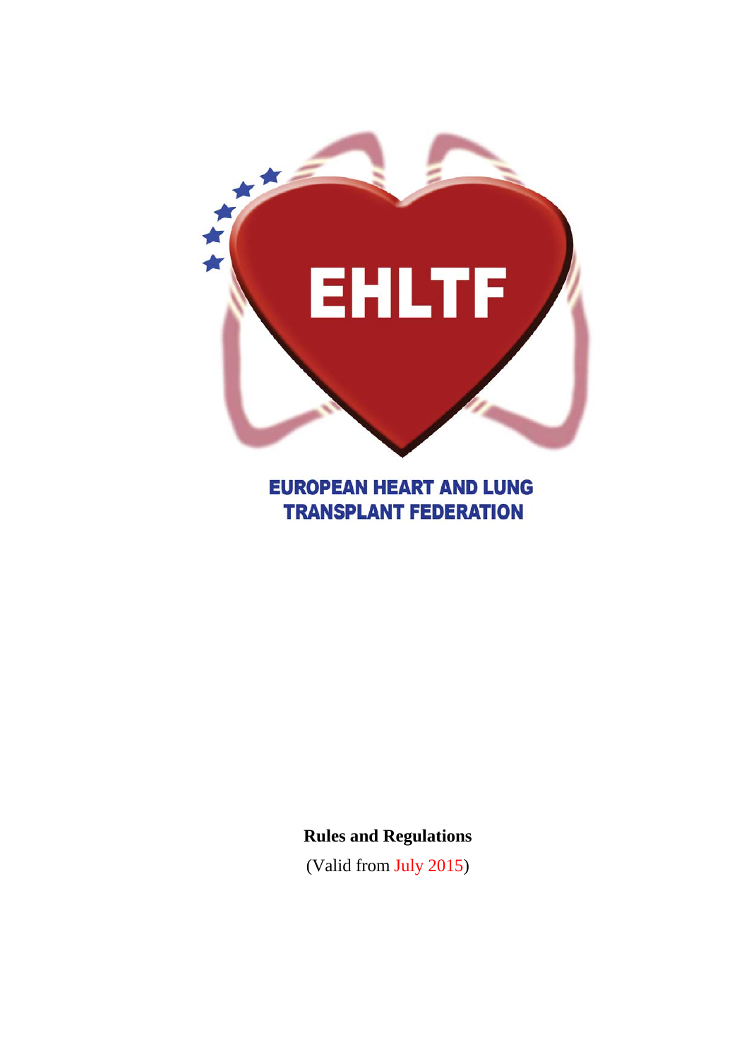EHLTF

EUROPEAN HEART AND LUNG TRANSPLANT FEDERATION

**Rules and Regulations**

(Valid from July 2015)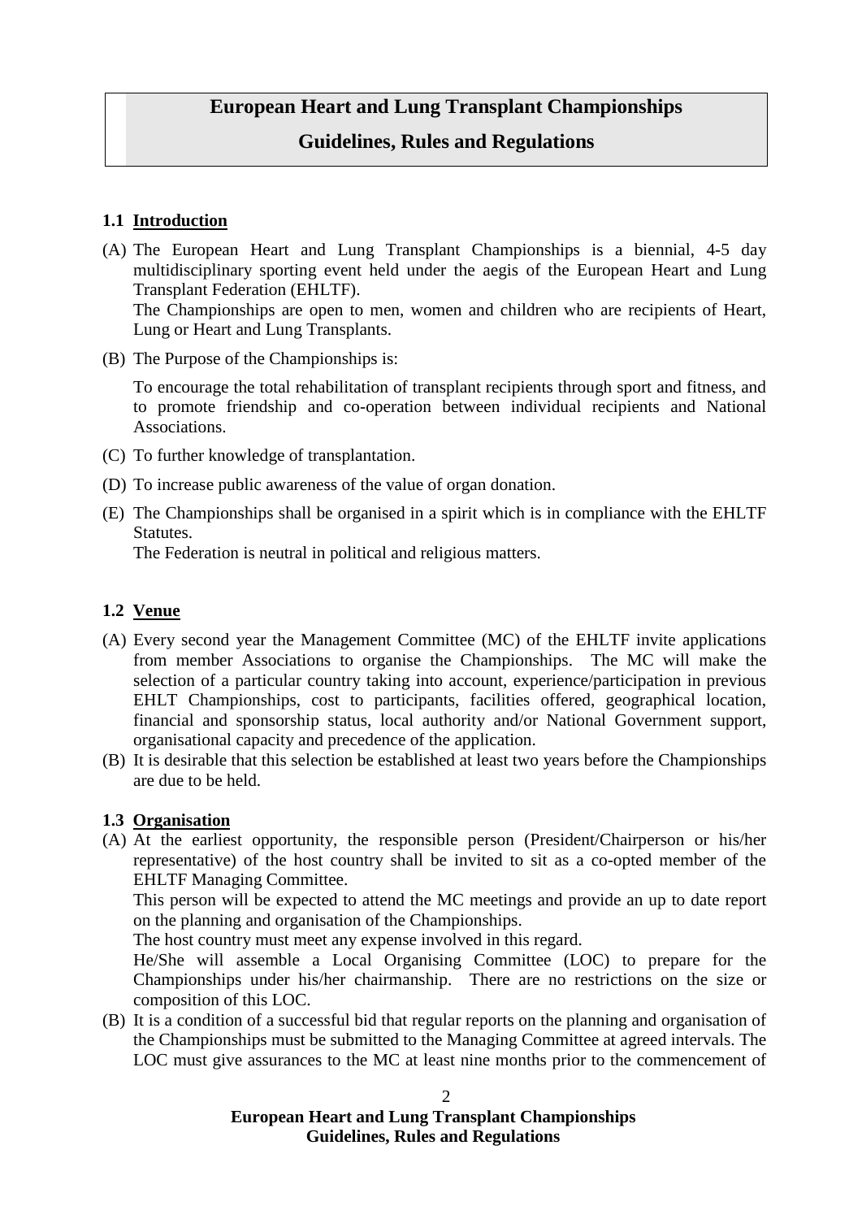# European Heart and Lung Transplant Championships

# Guidelines, Rules and Regulations

## 1.1 Introduction

(A) The European Heart and Lung Transplant Championships is a biennial, 4-5 day multidisciplinary sporting event held under the aegis of the European Heart and Lung Transplant Federation (EHLTF).
The Championships are open to men, women and children who are recipients of Heart, Lung or Heart and Lung Transplants.

(B) The Purpose of the Championships is:

To encourage the total rehabilitation of transplant recipients through sport and fitness, and to promote friendship and co-operation between individual recipients and National Associations.

(C) To further knowledge of transplantation.

(D) To increase public awareness of the value of organ donation.

(E) The Championships shall be organised in a spirit which is in compliance with the EHLTF Statutes.
The Federation is neutral in political and religious matters.

## 1.2 Venue

(A) Every second year the Management Committee (MC) of the EHLTF invite applications from member Associations to organise the Championships. The MC will make the selection of a particular country taking into account, experience/participation in previous EHLT Championships, cost to participants, facilities offered, geographical location, financial and sponsorship status, local authority and/or National Government support, organisational capacity and precedence of the application.

(B) It is desirable that this selection be established at least two years before the Championships are due to be held.

## 1.3 Organisation

(A) At the earliest opportunity, the responsible person (President/Chairperson or his/her representative) of the host country shall be invited to sit as a co-opted member of the EHLTF Managing Committee.
This person will be expected to attend the MC meetings and provide an up to date report on the planning and organisation of the Championships.
The host country must meet any expense involved in this regard.
He/She will assemble a Local Organising Committee (LOC) to prepare for the Championships under his/her chairmanship. There are no restrictions on the size or composition of this LOC.

(B) It is a condition of a successful bid that regular reports on the planning and organisation of the Championships must be submitted to the Managing Committee at agreed intervals. The LOC must give assurances to the MC at least nine months prior to the commencement of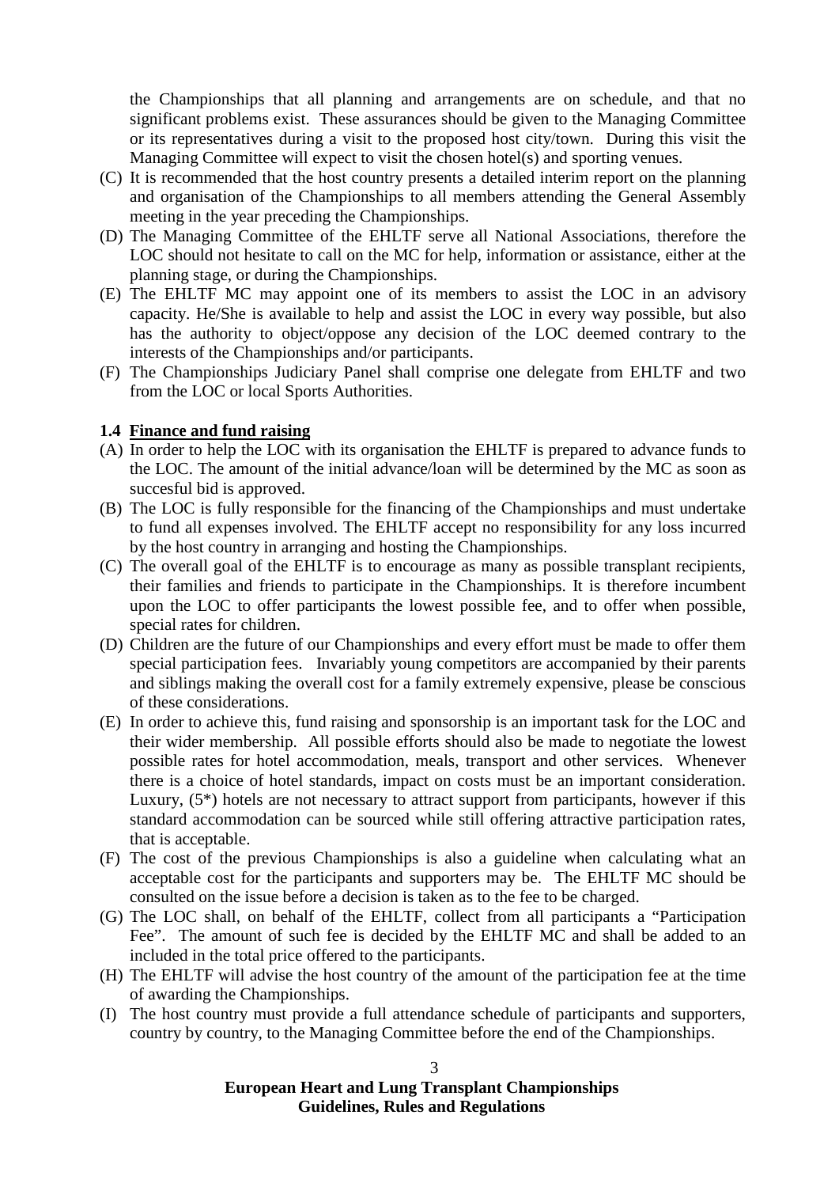the Championships that all planning and arrangements are on schedule, and that no significant problems exist. These assurances should be given to the Managing Committee or its representatives during a visit to the proposed host city/town. During this visit the Managing Committee will expect to visit the chosen hotel(s) and sporting venues.

(C) It is recommended that the host country presents a detailed interim report on the planning and organisation of the Championships to all members attending the General Assembly meeting in the year preceding the Championships.

(D) The Managing Committee of the EHLTF serve all National Associations, therefore the LOC should not hesitate to call on the MC for help, information or assistance, either at the planning stage, or during the Championships.

(E) The EHLTF MC may appoint one of its members to assist the LOC in an advisory capacity. He/She is available to help and assist the LOC in every way possible, but also has the authority to object/oppose any decision of the LOC deemed contrary to the interests of the Championships and/or participants.

(F) The Championships Judiciary Panel shall comprise one delegate from EHLTF and two from the LOC or local Sports Authorities.

### 1.4 Finance and fund raising

(A) In order to help the LOC with its organisation the EHLTF is prepared to advance funds to the LOC. The amount of the initial advance/loan will be determined by the MC as soon as succesful bid is approved.

(B) The LOC is fully responsible for the financing of the Championships and must undertake to fund all expenses involved. The EHLTF accept no responsibility for any loss incurred by the host country in arranging and hosting the Championships.

(C) The overall goal of the EHLTF is to encourage as many as possible transplant recipients, their families and friends to participate in the Championships. It is therefore incumbent upon the LOC to offer participants the lowest possible fee, and to offer when possible, special rates for children.

(D) Children are the future of our Championships and every effort must be made to offer them special participation fees. Invariably young competitors are accompanied by their parents and siblings making the overall cost for a family extremely expensive, please be conscious of these considerations.

(E) In order to achieve this, fund raising and sponsorship is an important task for the LOC and their wider membership. All possible efforts should also be made to negotiate the lowest possible rates for hotel accommodation, meals, transport and other services. Whenever there is a choice of hotel standards, impact on costs must be an important consideration. Luxury, (5*) hotels are not necessary to attract support from participants, however if this standard accommodation can be sourced while still offering attractive participation rates, that is acceptable.

(F) The cost of the previous Championships is also a guideline when calculating what an acceptable cost for the participants and supporters may be. The EHLTF MC should be consulted on the issue before a decision is taken as to the fee to be charged.

(G) The LOC shall, on behalf of the EHLTF, collect from all participants a "Participation Fee". The amount of such fee is decided by the EHLTF MC and shall be added to an included in the total price offered to the participants.

(H) The EHLTF will advise the host country of the amount of the participation fee at the time of awarding the Championships.

(I) The host country must provide a full attendance schedule of participants and supporters, country by country, to the Managing Committee before the end of the Championships.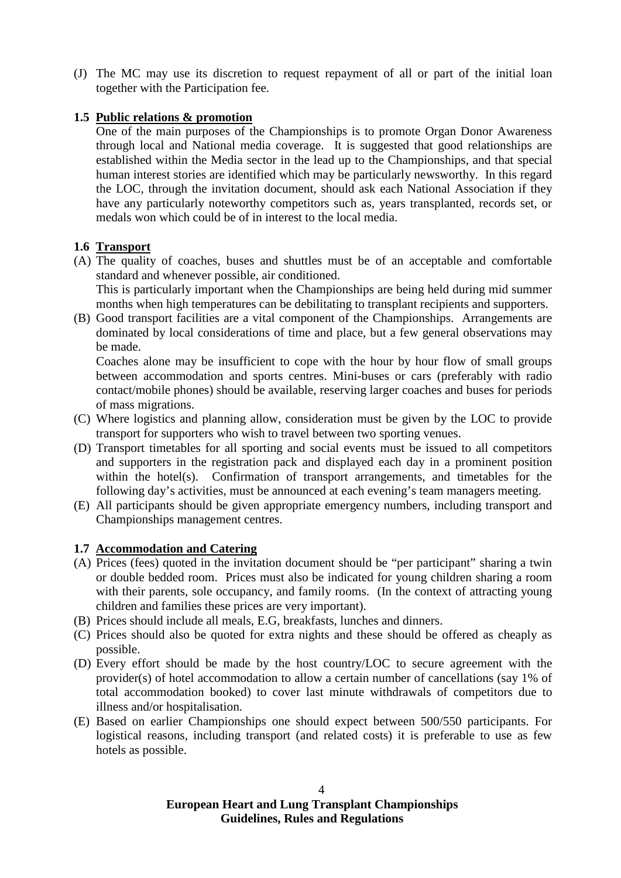(J) The MC may use its discretion to request repayment of all or part of the initial loan together with the Participation fee.

### 1.5 Public relations & promotion

One of the main purposes of the Championships is to promote Organ Donor Awareness through local and National media coverage. It is suggested that good relationships are established within the Media sector in the lead up to the Championships, and that special human interest stories are identified which may be particularly newsworthy. In this regard the LOC, through the invitation document, should ask each National Association if they have any particularly noteworthy competitors such as, years transplanted, records set, or medals won which could be of in interest to the local media.

### 1.6 Transport

(A) The quality of coaches, buses and shuttles must be of an acceptable and comfortable standard and whenever possible, air conditioned.
This is particularly important when the Championships are being held during mid summer months when high temperatures can be debilitating to transplant recipients and supporters.

(B) Good transport facilities are a vital component of the Championships. Arrangements are dominated by local considerations of time and place, but a few general observations may be made.
Coaches alone may be insufficient to cope with the hour by hour flow of small groups between accommodation and sports centres. Mini-buses or cars (preferably with radio contact/mobile phones) should be available, reserving larger coaches and buses for periods of mass migrations.

(C) Where logistics and planning allow, consideration must be given by the LOC to provide transport for supporters who wish to travel between two sporting venues.

(D) Transport timetables for all sporting and social events must be issued to all competitors and supporters in the registration pack and displayed each day in a prominent position within the hotel(s). Confirmation of transport arrangements, and timetables for the following day's activities, must be announced at each evening's team managers meeting.

(E) All participants should be given appropriate emergency numbers, including transport and Championships management centres.

### 1.7 Accommodation and Catering

(A) Prices (fees) quoted in the invitation document should be "per participant" sharing a twin or double bedded room. Prices must also be indicated for young children sharing a room with their parents, sole occupancy, and family rooms. (In the context of attracting young children and families these prices are very important).

(B) Prices should include all meals, E.G, breakfasts, lunches and dinners.

(C) Prices should also be quoted for extra nights and these should be offered as cheaply as possible.

(D) Every effort should be made by the host country/LOC to secure agreement with the provider(s) of hotel accommodation to allow a certain number of cancellations (say 1% of total accommodation booked) to cover last minute withdrawals of competitors due to illness and/or hospitalisation.

(E) Based on earlier Championships one should expect between 500/550 participants. For logistical reasons, including transport (and related costs) it is preferable to use as few hotels as possible.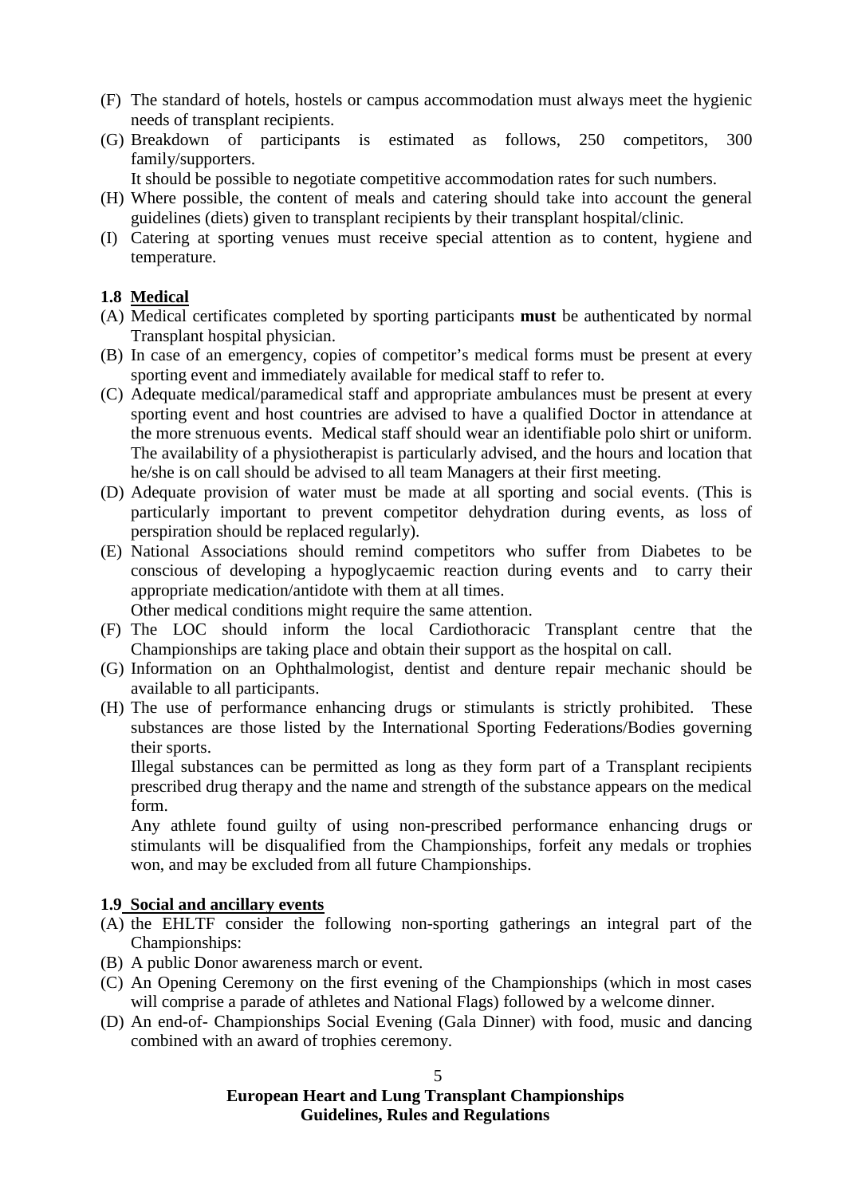(F) The standard of hotels, hostels or campus accommodation must always meet the hygienic needs of transplant recipients.

(G) Breakdown of participants is estimated as follows, 250 competitors, 300 family/supporters.
It should be possible to negotiate competitive accommodation rates for such numbers.

(H) Where possible, the content of meals and catering should take into account the general guidelines (diets) given to transplant recipients by their transplant hospital/clinic.

(I) Catering at sporting venues must receive special attention as to content, hygiene and temperature.

### 1.8 Medical

(A) Medical certificates completed by sporting participants **must** be authenticated by normal Transplant hospital physician.

(B) In case of an emergency, copies of competitor's medical forms must be present at every sporting event and immediately available for medical staff to refer to.

(C) Adequate medical/paramedical staff and appropriate ambulances must be present at every sporting event and host countries are advised to have a qualified Doctor in attendance at the more strenuous events. Medical staff should wear an identifiable polo shirt or uniform. The availability of a physiotherapist is particularly advised, and the hours and location that he/she is on call should be advised to all team Managers at their first meeting.

(D) Adequate provision of water must be made at all sporting and social events. (This is particularly important to prevent competitor dehydration during events, as loss of perspiration should be replaced regularly).

(E) National Associations should remind competitors who suffer from Diabetes to be conscious of developing a hypoglycaemic reaction during events and to carry their appropriate medication/antidote with them at all times.
Other medical conditions might require the same attention.

(F) The LOC should inform the local Cardiothoracic Transplant centre that the Championships are taking place and obtain their support as the hospital on call.

(G) Information on an Ophthalmologist, dentist and denture repair mechanic should be available to all participants.

(H) The use of performance enhancing drugs or stimulants is strictly prohibited. These substances are those listed by the International Sporting Federations/Bodies governing their sports.
Illegal substances can be permitted as long as they form part of a Transplant recipients prescribed drug therapy and the name and strength of the substance appears on the medical form.
Any athlete found guilty of using non-prescribed performance enhancing drugs or stimulants will be disqualified from the Championships, forfeit any medals or trophies won, and may be excluded from all future Championships.

### 1.9 Social and ancillary events

(A) the EHLTF consider the following non-sporting gatherings an integral part of the Championships:

(B) A public Donor awareness march or event.

(C) An Opening Ceremony on the first evening of the Championships (which in most cases will comprise a parade of athletes and National Flags) followed by a welcome dinner.

(D) An end-of- Championships Social Evening (Gala Dinner) with food, music and dancing combined with an award of trophies ceremony.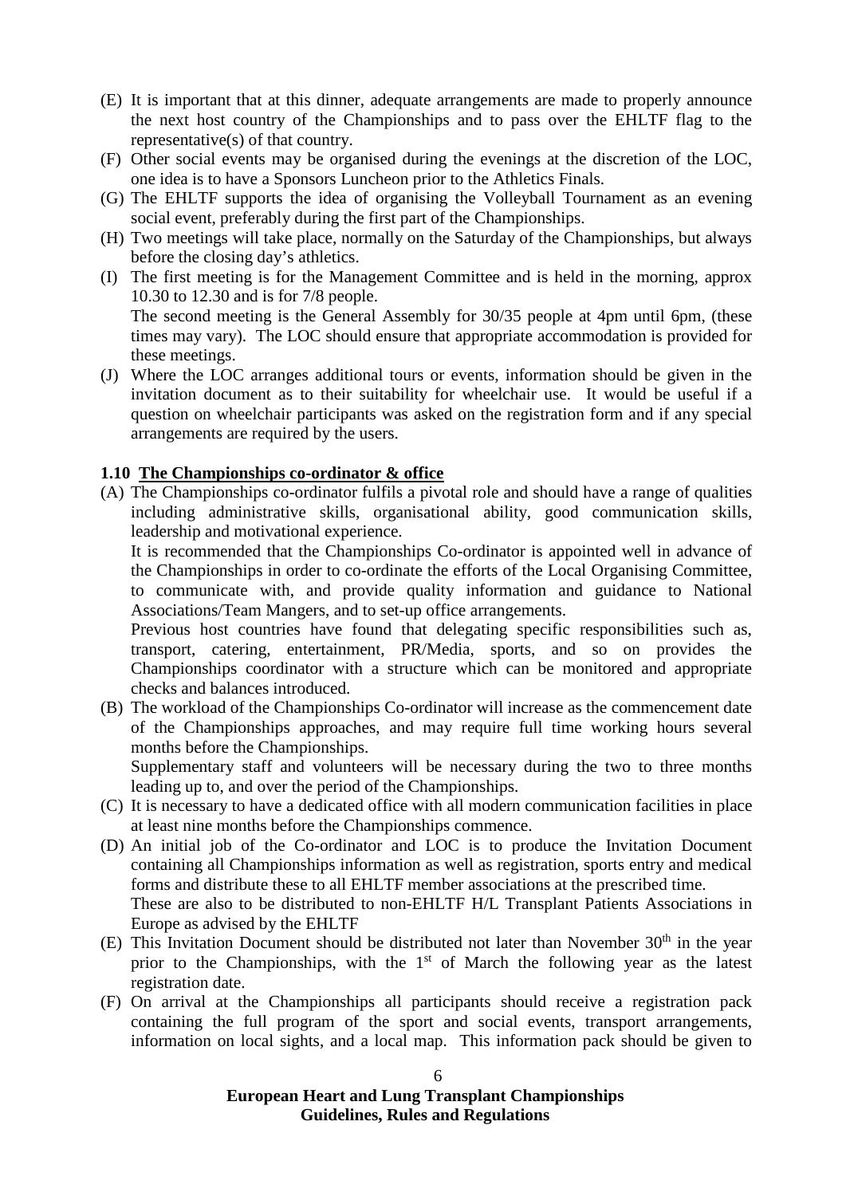(E) It is important that at this dinner, adequate arrangements are made to properly announce the next host country of the Championships and to pass over the EHLTF flag to the representative(s) of that country.

(F) Other social events may be organised during the evenings at the discretion of the LOC, one idea is to have a Sponsors Luncheon prior to the Athletics Finals.

(G) The EHLTF supports the idea of organising the Volleyball Tournament as an evening social event, preferably during the first part of the Championships.

(H) Two meetings will take place, normally on the Saturday of the Championships, but always before the closing day's athletics.

(I) The first meeting is for the Management Committee and is held in the morning, approx 10.30 to 12.30 and is for 7/8 people.
The second meeting is the General Assembly for 30/35 people at 4pm until 6pm, (these times may vary). The LOC should ensure that appropriate accommodation is provided for these meetings.

(J) Where the LOC arranges additional tours or events, information should be given in the invitation document as to their suitability for wheelchair use. It would be useful if a question on wheelchair participants was asked on the registration form and if any special arrangements are required by the users.

**1.10 The Championships co-ordinator & office**

(A) The Championships co-ordinator fulfils a pivotal role and should have a range of qualities including administrative skills, organisational ability, good communication skills, leadership and motivational experience.
It is recommended that the Championships Co-ordinator is appointed well in advance of the Championships in order to co-ordinate the efforts of the Local Organising Committee, to communicate with, and provide quality information and guidance to National Associations/Team Mangers, and to set-up office arrangements.
Previous host countries have found that delegating specific responsibilities such as, transport, catering, entertainment, PR/Media, sports, and so on provides the Championships coordinator with a structure which can be monitored and appropriate checks and balances introduced.

(B) The workload of the Championships Co-ordinator will increase as the commencement date of the Championships approaches, and may require full time working hours several months before the Championships.
Supplementary staff and volunteers will be necessary during the two to three months leading up to, and over the period of the Championships.

(C) It is necessary to have a dedicated office with all modern communication facilities in place at least nine months before the Championships commence.

(D) An initial job of the Co-ordinator and LOC is to produce the Invitation Document containing all Championships information as well as registration, sports entry and medical forms and distribute these to all EHLTF member associations at the prescribed time.
These are also to be distributed to non-EHLTF H/L Transplant Patients Associations in Europe as advised by the EHLTF

(E) This Invitation Document should be distributed not later than November 30th in the year prior to the Championships, with the 1st of March the following year as the latest registration date.

(F) On arrival at the Championships all participants should receive a registration pack containing the full program of the sport and social events, transport arrangements, information on local sights, and a local map. This information pack should be given to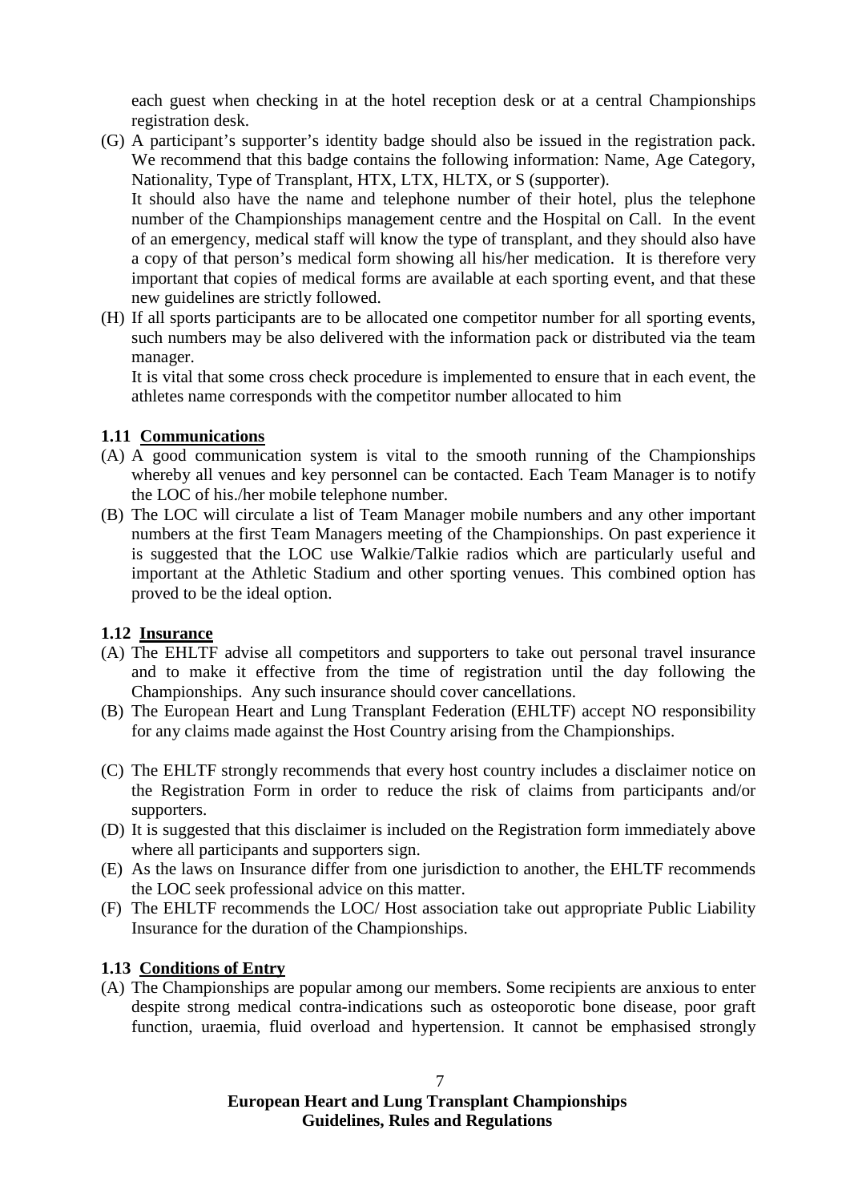each guest when checking in at the hotel reception desk or at a central Championships registration desk.

(G) A participant's supporter's identity badge should also be issued in the registration pack. We recommend that this badge contains the following information: Name, Age Category, Nationality, Type of Transplant, HTX, LTX, HLTX, or S (supporter).
It should also have the name and telephone number of their hotel, plus the telephone number of the Championships management centre and the Hospital on Call. In the event of an emergency, medical staff will know the type of transplant, and they should also have a copy of that person's medical form showing all his/her medication. It is therefore very important that copies of medical forms are available at each sporting event, and that these new guidelines are strictly followed.

(H) If all sports participants are to be allocated one competitor number for all sporting events, such numbers may be also delivered with the information pack or distributed via the team manager.
It is vital that some cross check procedure is implemented to ensure that in each event, the athletes name corresponds with the competitor number allocated to him

### 1.11 Communications

(A) A good communication system is vital to the smooth running of the Championships whereby all venues and key personnel can be contacted. Each Team Manager is to notify the LOC of his./her mobile telephone number.

(B) The LOC will circulate a list of Team Manager mobile numbers and any other important numbers at the first Team Managers meeting of the Championships. On past experience it is suggested that the LOC use Walkie/Talkie radios which are particularly useful and important at the Athletic Stadium and other sporting venues. This combined option has proved to be the ideal option.

### 1.12 Insurance

(A) The EHLTF advise all competitors and supporters to take out personal travel insurance and to make it effective from the time of registration until the day following the Championships. Any such insurance should cover cancellations.

(B) The European Heart and Lung Transplant Federation (EHLTF) accept NO responsibility for any claims made against the Host Country arising from the Championships.

(C) The EHLTF strongly recommends that every host country includes a disclaimer notice on the Registration Form in order to reduce the risk of claims from participants and/or supporters.

(D) It is suggested that this disclaimer is included on the Registration form immediately above where all participants and supporters sign.

(E) As the laws on Insurance differ from one jurisdiction to another, the EHLTF recommends the LOC seek professional advice on this matter.

(F) The EHLTF recommends the LOC/ Host association take out appropriate Public Liability Insurance for the duration of the Championships.

### 1.13 Conditions of Entry

(A) The Championships are popular among our members. Some recipients are anxious to enter despite strong medical contra-indications such as osteoporotic bone disease, poor graft function, uraemia, fluid overload and hypertension. It cannot be emphasised strongly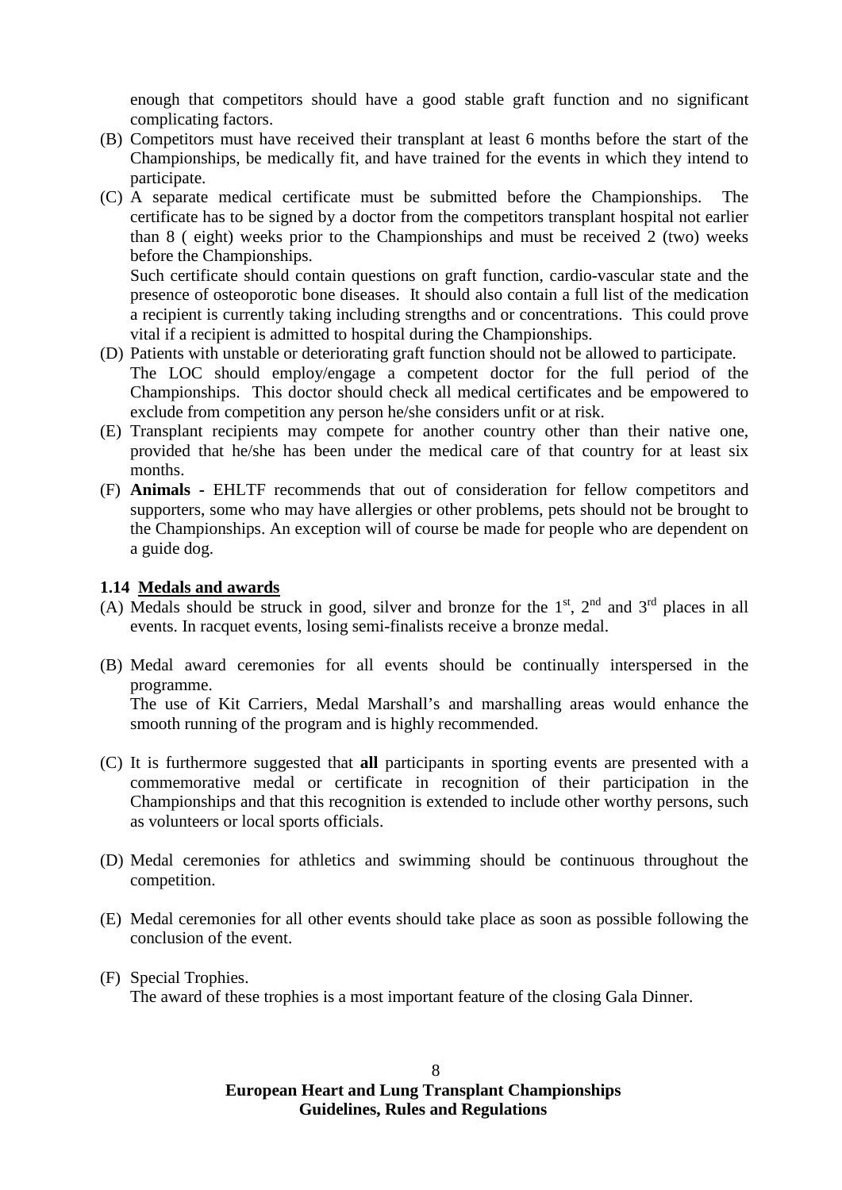enough that competitors should have a good stable graft function and no significant complicating factors.

(B) Competitors must have received their transplant at least 6 months before the start of the Championships, be medically fit, and have trained for the events in which they intend to participate.

(C) A separate medical certificate must be submitted before the Championships. The certificate has to be signed by a doctor from the competitors transplant hospital not earlier than 8 ( eight) weeks prior to the Championships and must be received 2 (two) weeks before the Championships.
Such certificate should contain questions on graft function, cardio-vascular state and the presence of osteoporotic bone diseases. It should also contain a full list of the medication a recipient is currently taking including strengths and or concentrations. This could prove vital if a recipient is admitted to hospital during the Championships.

(D) Patients with unstable or deteriorating graft function should not be allowed to participate.
The LOC should employ/engage a competent doctor for the full period of the Championships. This doctor should check all medical certificates and be empowered to exclude from competition any person he/she considers unfit or at risk.

(E) Transplant recipients may compete for another country other than their native one, provided that he/she has been under the medical care of that country for at least six months.

(F) **Animals -** EHLTF recommends that out of consideration for fellow competitors and supporters, some who may have allergies or other problems, pets should not be brought to the Championships. An exception will of course be made for people who are dependent on a guide dog.

### 1.14 Medals and awards

(A) Medals should be struck in good, silver and bronze for the 1st, 2nd and 3rd places in all events. In racquet events, losing semi-finalists receive a bronze medal.

(B) Medal award ceremonies for all events should be continually interspersed in the programme.
The use of Kit Carriers, Medal Marshall's and marshalling areas would enhance the smooth running of the program and is highly recommended.

(C) It is furthermore suggested that **all** participants in sporting events are presented with a commemorative medal or certificate in recognition of their participation in the Championships and that this recognition is extended to include other worthy persons, such as volunteers or local sports officials.

(D) Medal ceremonies for athletics and swimming should be continuous throughout the competition.

(E) Medal ceremonies for all other events should take place as soon as possible following the conclusion of the event.

(F) Special Trophies.
The award of these trophies is a most important feature of the closing Gala Dinner.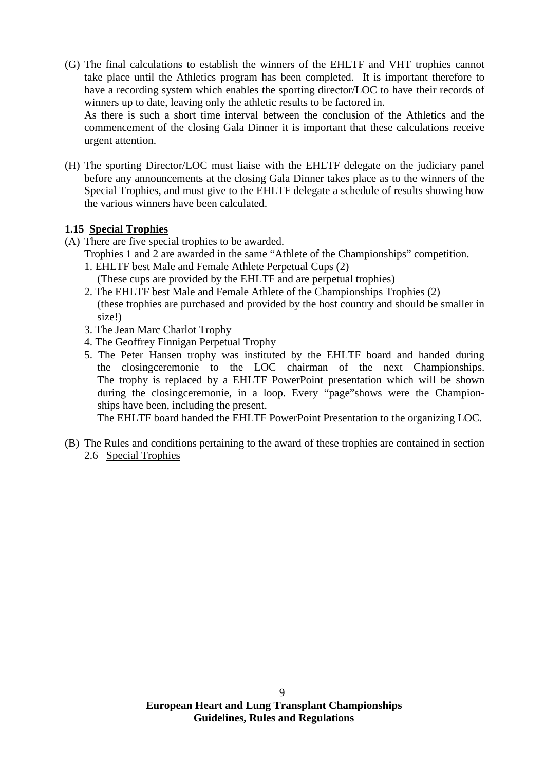(G) The final calculations to establish the winners of the EHLTF and VHT trophies cannot take place until the Athletics program has been completed. It is important therefore to have a recording system which enables the sporting director/LOC to have their records of winners up to date, leaving only the athletic results to be factored in.
As there is such a short time interval between the conclusion of the Athletics and the commencement of the closing Gala Dinner it is important that these calculations receive urgent attention.

(H) The sporting Director/LOC must liaise with the EHLTF delegate on the judiciary panel before any announcements at the closing Gala Dinner takes place as to the winners of the Special Trophies, and must give to the EHLTF delegate a schedule of results showing how the various winners have been calculated.

### 1.15 Special Trophies

(A) There are five special trophies to be awarded.
Trophies 1 and 2 are awarded in the same "Athlete of the Championships" competition.
1. EHLTF best Male and Female Athlete Perpetual Cups (2)
   (These cups are provided by the EHLTF and are perpetual trophies)
2. The EHLTF best Male and Female Athlete of the Championships Trophies (2)
   (these trophies are purchased and provided by the host country and should be smaller in size!)
3. The Jean Marc Charlot Trophy
4. The Geoffrey Finnigan Perpetual Trophy
5. The Peter Hansen trophy was instituted by the EHLTF board and handed during the closingceremonie to the LOC chairman of the next Championships. The trophy is replaced by a EHLTF PowerPoint presentation which will be shown during the closingceremonie, in a loop. Every "page"shows were the Championships have been, including the present.
   The EHLTF board handed the EHLTF PowerPoint Presentation to the organizing LOC.

(B) The Rules and conditions pertaining to the award of these trophies are contained in section 2.6 Special Trophies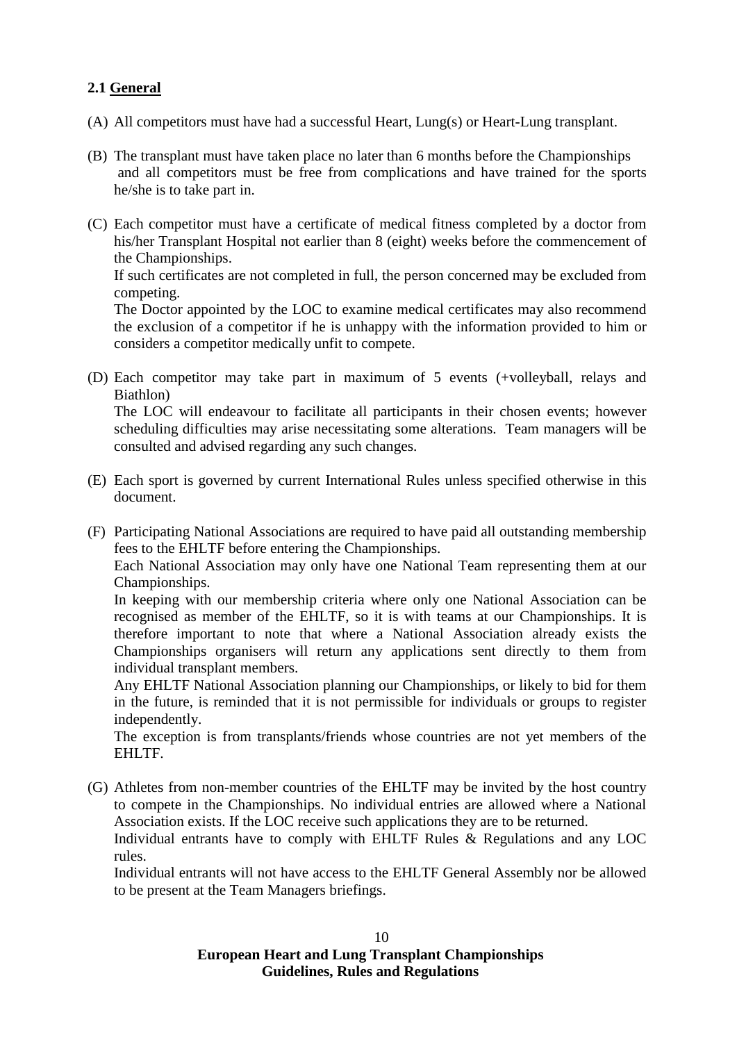## 2.1 General

(A) All competitors must have had a successful Heart, Lung(s) or Heart-Lung transplant.

(B) The transplant must have taken place no later than 6 months before the Championships and all competitors must be free from complications and have trained for the sports he/she is to take part in.

(C) Each competitor must have a certificate of medical fitness completed by a doctor from his/her Transplant Hospital not earlier than 8 (eight) weeks before the commencement of the Championships.
If such certificates are not completed in full, the person concerned may be excluded from competing.
The Doctor appointed by the LOC to examine medical certificates may also recommend the exclusion of a competitor if he is unhappy with the information provided to him or considers a competitor medically unfit to compete.

(D) Each competitor may take part in maximum of 5 events (+volleyball, relays and Biathlon)
The LOC will endeavour to facilitate all participants in their chosen events; however scheduling difficulties may arise necessitating some alterations. Team managers will be consulted and advised regarding any such changes.

(E) Each sport is governed by current International Rules unless specified otherwise in this document.

(F) Participating National Associations are required to have paid all outstanding membership fees to the EHLTF before entering the Championships.
Each National Association may only have one National Team representing them at our Championships.
In keeping with our membership criteria where only one National Association can be recognised as member of the EHLTF, so it is with teams at our Championships. It is therefore important to note that where a National Association already exists the Championships organisers will return any applications sent directly to them from individual transplant members.
Any EHLTF National Association planning our Championships, or likely to bid for them in the future, is reminded that it is not permissible for individuals or groups to register independently.
The exception is from transplants/friends whose countries are not yet members of the EHLTF.

(G) Athletes from non-member countries of the EHLTF may be invited by the host country to compete in the Championships. No individual entries are allowed where a National Association exists. If the LOC receive such applications they are to be returned.
Individual entrants have to comply with EHLTF Rules & Regulations and any LOC rules.
Individual entrants will not have access to the EHLTF General Assembly nor be allowed to be present at the Team Managers briefings.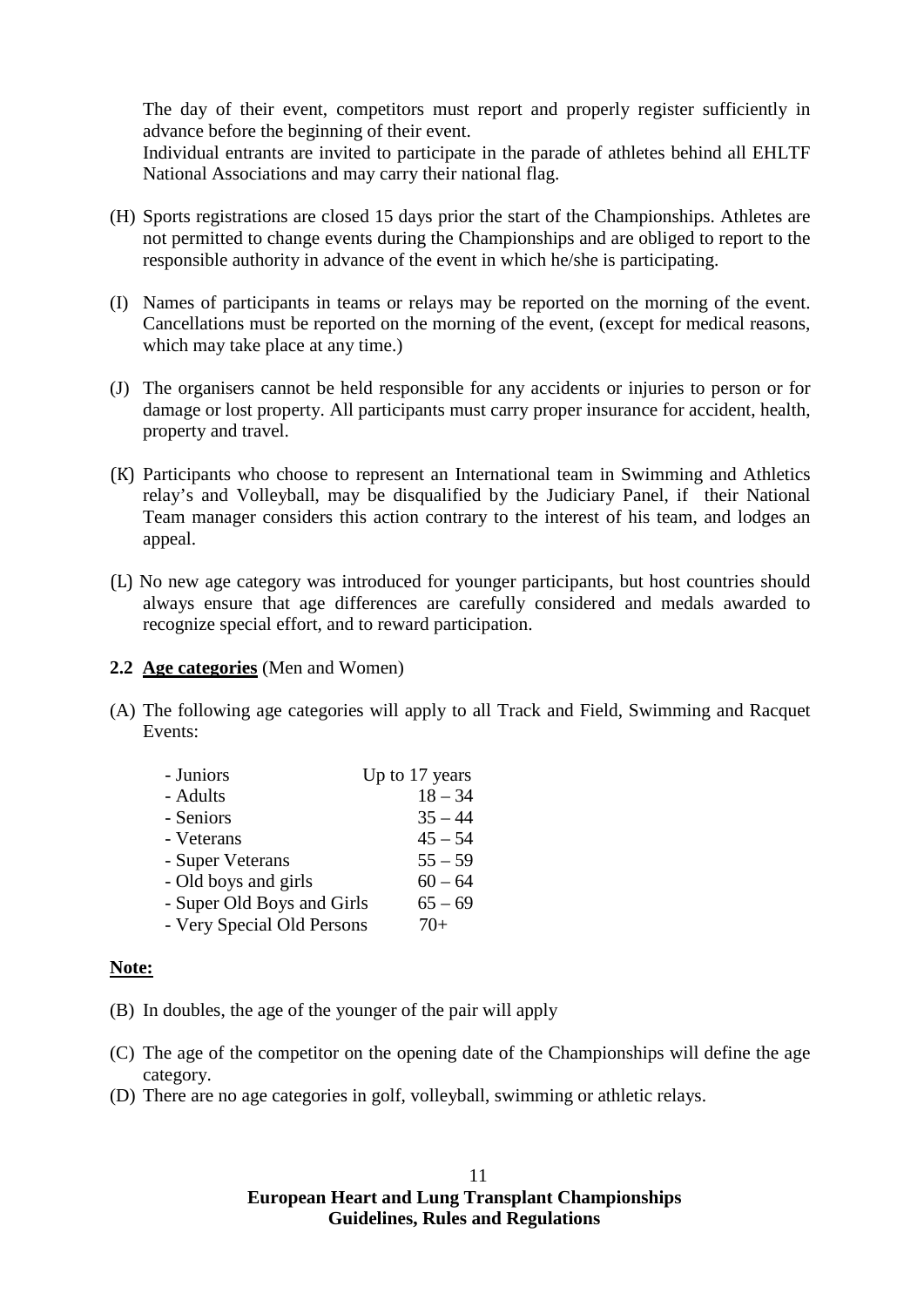The day of their event, competitors must report and properly register sufficiently in advance before the beginning of their event.
Individual entrants are invited to participate in the parade of athletes behind all EHLTF National Associations and may carry their national flag.

(H) Sports registrations are closed 15 days prior the start of the Championships. Athletes are not permitted to change events during the Championships and are obliged to report to the responsible authority in advance of the event in which he/she is participating.

(I) Names of participants in teams or relays may be reported on the morning of the event. Cancellations must be reported on the morning of the event, (except for medical reasons, which may take place at any time.)

(J) The organisers cannot be held responsible for any accidents or injuries to person or for damage or lost property. All participants must carry proper insurance for accident, health, property and travel.

(K) Participants who choose to represent an International team in Swimming and Athletics relay's and Volleyball, may be disqualified by the Judiciary Panel, if their National Team manager considers this action contrary to the interest of his team, and lodges an appeal.

(L) No new age category was introduced for younger participants, but host countries should always ensure that age differences are carefully considered and medals awarded to recognize special effort, and to reward participation.

**2.2 <u>Age categories</u>** (Men and Women)

(A) The following age categories will apply to all Track and Field, Swimming and Racquet Events:

| | |
|---|---|
| - Juniors | Up to 17 years |
| - Adults | 18 – 34 |
| - Seniors | 35 – 44 |
| - Veterans | 45 – 54 |
| - Super Veterans | 55 – 59 |
| - Old boys and girls | 60 – 64 |
| - Super Old Boys and Girls | 65 – 69 |
| - Very Special Old Persons | 70+ |

**<u>Note:</u>**

(B) In doubles, the age of the younger of the pair will apply

(C) The age of the competitor on the opening date of the Championships will define the age category.

(D) There are no age categories in golf, volleyball, swimming or athletic relays.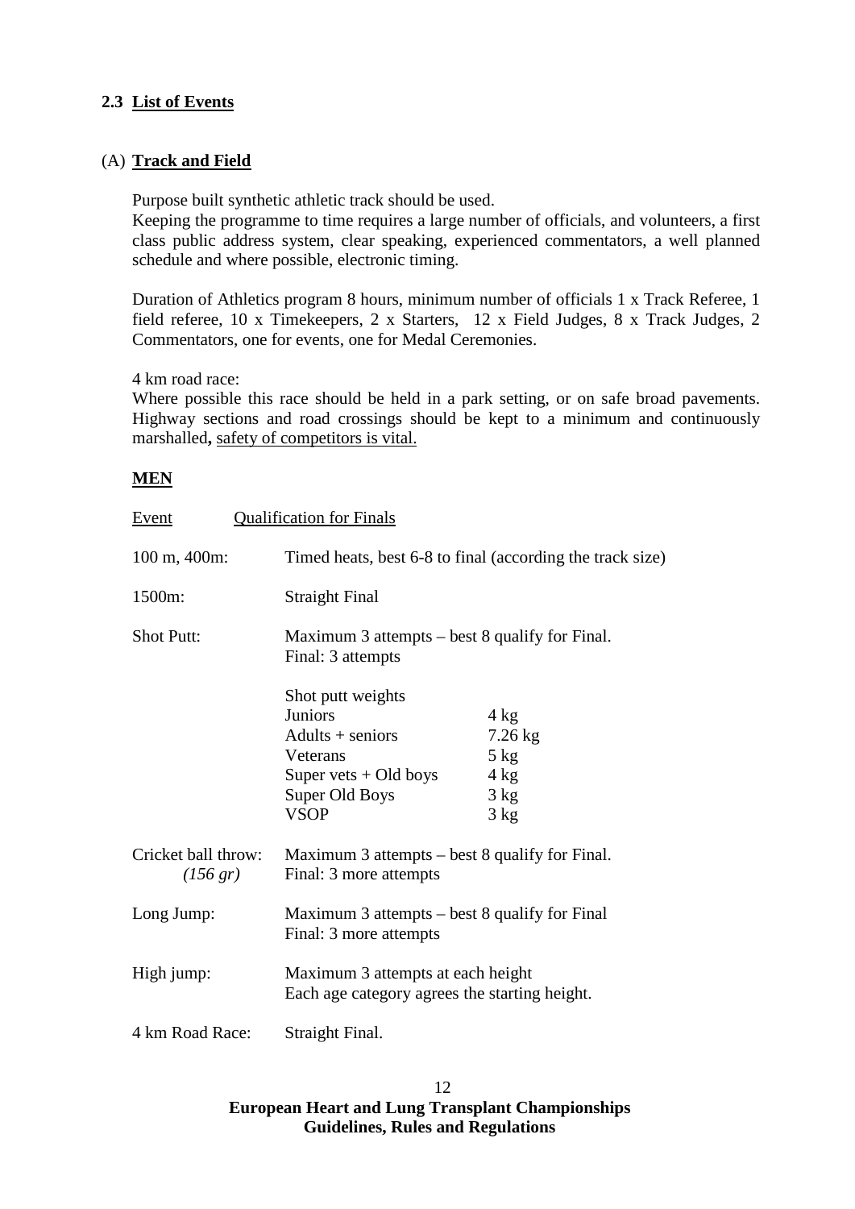### 2.3 List of Events

#### (A) Track and Field

Purpose built synthetic athletic track should be used.
Keeping the programme to time requires a large number of officials, and volunteers, a first class public address system, clear speaking, experienced commentators, a well planned schedule and where possible, electronic timing.

Duration of Athletics program 8 hours, minimum number of officials 1 x Track Referee, 1 field referee, 10 x Timekeepers, 2 x Starters, 12 x Field Judges, 8 x Track Judges, 2 Commentators, one for events, one for Medal Ceremonies.

4 km road race:
Where possible this race should be held in a park setting, or on safe broad pavements. Highway sections and road crossings should be kept to a minimum and continuously marshalled**,** safety of competitors is vital.

**MEN**

| Event | Qualification for Finals | |
|---|---|---|
| 100 m, 400m: | Timed heats, best 6-8 to final (according the track size) | |
| 1500m: | Straight Final | |
| Shot Putt: | Maximum 3 attempts – best 8 qualify for Final.<br>Final: 3 attempts | |
| | Shot putt weights | |
| | Juniors | 4 kg |
| | Adults + seniors | 7.26 kg |
| | Veterans | 5 kg |
| | Super vets + Old boys | 4 kg |
| | Super Old Boys | 3 kg |
| | VSOP | 3 kg |
| Cricket ball throw: *(156 gr)* | Maximum 3 attempts – best 8 qualify for Final.<br>Final: 3 more attempts | |
| Long Jump: | Maximum 3 attempts – best 8 qualify for Final<br>Final: 3 more attempts | |
| High jump: | Maximum 3 attempts at each height<br>Each age category agrees the starting height. | |
| 4 km Road Race: | Straight Final. | |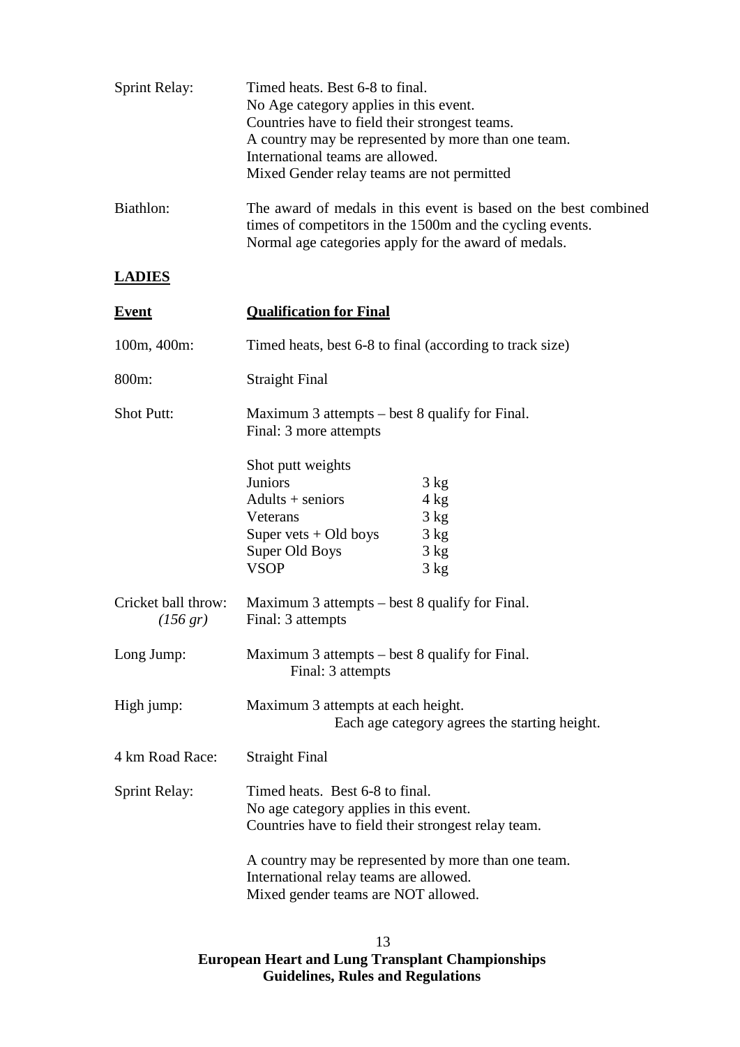| | |
|---|---|
| Sprint Relay: | Timed heats. Best 6-8 to final.<br>No Age category applies in this event.<br>Countries have to field their strongest teams.<br>A country may be represented by more than one team.<br>International teams are allowed.<br>Mixed Gender relay teams are not permitted |
| Biathlon: | The award of medals in this event is based on the best combined times of competitors in the 1500m and the cycling events.<br>Normal age categories apply for the award of medals. |

## LADIES

| **Event** | **Qualification for Final** |
|---|---|
| 100m, 400m: | Timed heats, best 6-8 to final (according to track size) |
| 800m: | Straight Final |
| Shot Putt: | Maximum 3 attempts – best 8 qualify for Final.<br>Final: 3 more attempts |
| Cricket ball throw: *(156 gr)* | Maximum 3 attempts – best 8 qualify for Final.<br>Final: 3 attempts |
| Long Jump: | Maximum 3 attempts – best 8 qualify for Final.<br>Final: 3 attempts |
| High jump: | Maximum 3 attempts at each height.<br>Each age category agrees the starting height. |
| 4 km Road Race: | Straight Final |
| Sprint Relay: | Timed heats. Best 6-8 to final.<br>No age category applies in this event.<br>Countries have to field their strongest relay team.<br><br>A country may be represented by more than one team.<br>International relay teams are allowed.<br>Mixed gender teams are NOT allowed. |

Shot putt weights (Ladies):

| Shot putt weights | |
|---|---|
| Juniors | 3 kg |
| Adults + seniors | 4 kg |
| Veterans | 3 kg |
| Super vets + Old boys | 3 kg |
| Super Old Boys | 3 kg |
| VSOP | 3 kg |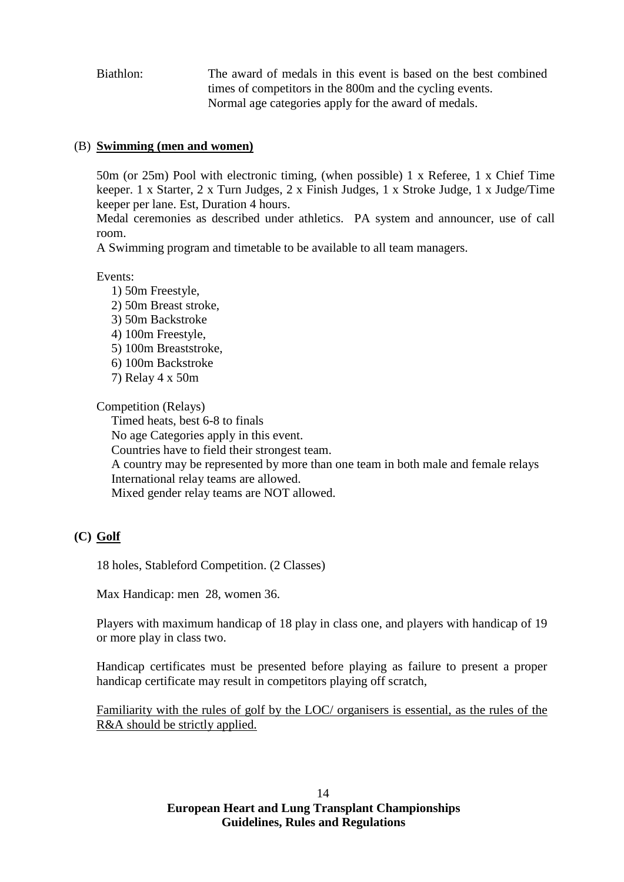Biathlon: The award of medals in this event is based on the best combined times of competitors in the 800m and the cycling events. Normal age categories apply for the award of medals.

## (B) **Swimming (men and women)**

50m (or 25m) Pool with electronic timing, (when possible) 1 x Referee, 1 x Chief Time keeper. 1 x Starter, 2 x Turn Judges, 2 x Finish Judges, 1 x Stroke Judge, 1 x Judge/Time keeper per lane. Est, Duration 4 hours.
Medal ceremonies as described under athletics. PA system and announcer, use of call room.
A Swimming program and timetable to be available to all team managers.

Events:

1) 50m Freestyle,
2) 50m Breast stroke,
3) 50m Backstroke
4) 100m Freestyle,
5) 100m Breaststroke,
6) 100m Backstroke
7) Relay 4 x 50m

Competition (Relays)

- Timed heats, best 6-8 to finals
- No age Categories apply in this event.
- Countries have to field their strongest team.
- A country may be represented by more than one team in both male and female relays
- International relay teams are allowed.
- Mixed gender relay teams are NOT allowed.

## **(C) Golf**

18 holes, Stableford Competition. (2 Classes)

Max Handicap: men 28, women 36.

Players with maximum handicap of 18 play in class one, and players with handicap of 19 or more play in class two.

Handicap certificates must be presented before playing as failure to present a proper handicap certificate may result in competitors playing off scratch,

Familiarity with the rules of golf by the LOC/ organisers is essential, as the rules of the R&A should be strictly applied.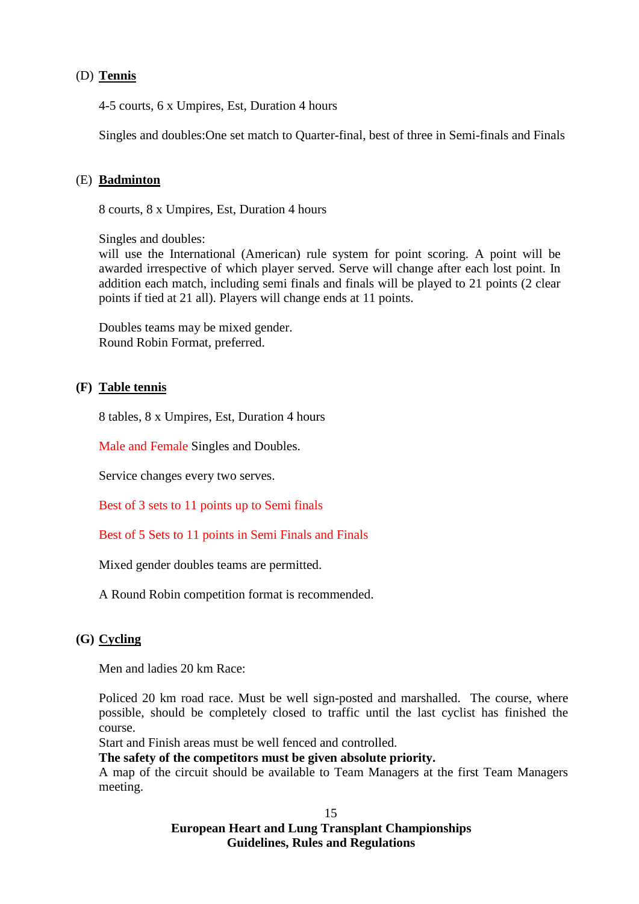### (D) **Tennis**

4-5 courts, 6 x Umpires, Est, Duration 4 hours

Singles and doubles:One set match to Quarter-final, best of three in Semi-finals and Finals

### (E) **Badminton**

8 courts, 8 x Umpires, Est, Duration 4 hours

Singles and doubles:
will use the International (American) rule system for point scoring. A point will be awarded irrespective of which player served. Serve will change after each lost point. In addition each match, including semi finals and finals will be played to 21 points (2 clear points if tied at 21 all). Players will change ends at 11 points.

Doubles teams may be mixed gender.
Round Robin Format, preferred.

### **(F) Table tennis**

8 tables, 8 x Umpires, Est, Duration 4 hours

Male and Female Singles and Doubles.

Service changes every two serves.

Best of 3 sets to 11 points up to Semi finals

Best of 5 Sets to 11 points in Semi Finals and Finals

Mixed gender doubles teams are permitted.

A Round Robin competition format is recommended.

### **(G) Cycling**

Men and ladies 20 km Race:

Policed 20 km road race. Must be well sign-posted and marshalled. The course, where possible, should be completely closed to traffic until the last cyclist has finished the course.
Start and Finish areas must be well fenced and controlled.
**The safety of the competitors must be given absolute priority.**
A map of the circuit should be available to Team Managers at the first Team Managers meeting.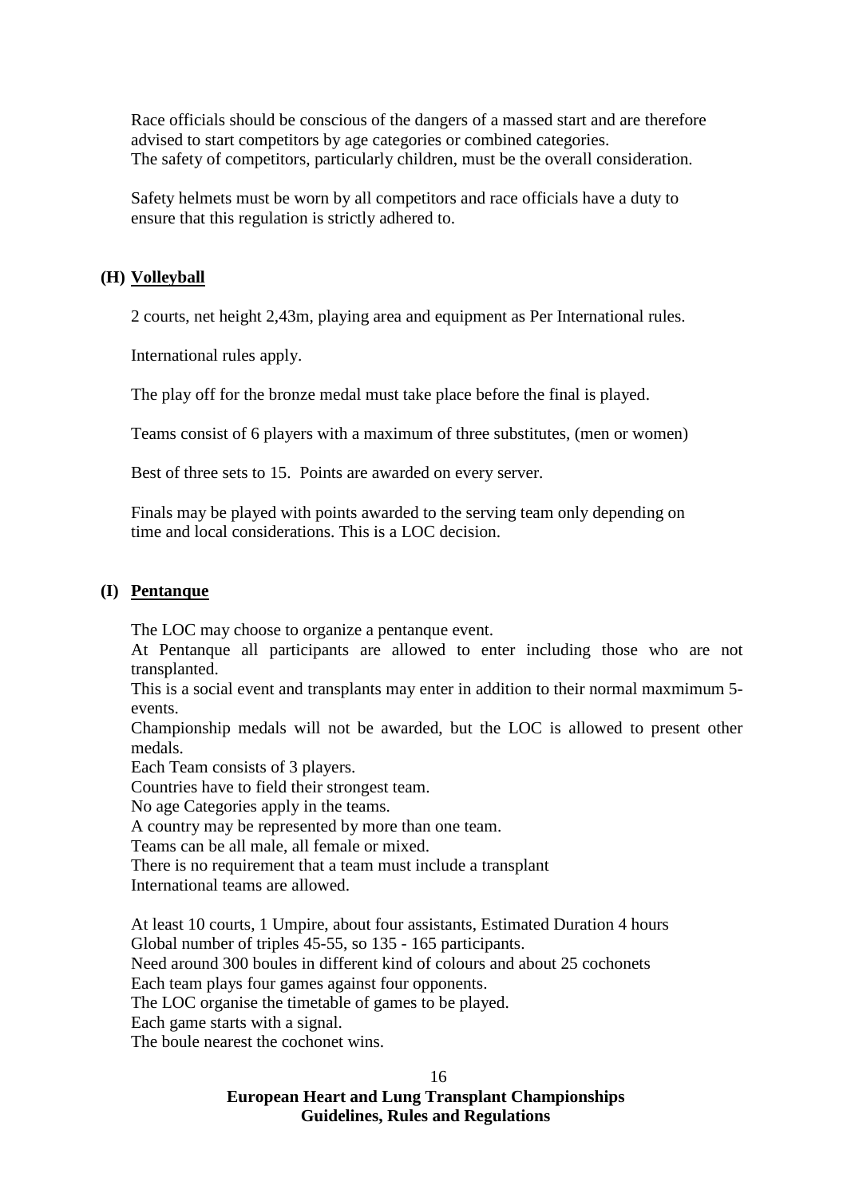Race officials should be conscious of the dangers of a massed start and are therefore advised to start competitors by age categories or combined categories.
The safety of competitors, particularly children, must be the overall consideration.

Safety helmets must be worn by all competitors and race officials have a duty to ensure that this regulation is strictly adhered to.

## (H) Volleyball

2 courts, net height 2,43m, playing area and equipment as Per International rules.

International rules apply.

The play off for the bronze medal must take place before the final is played.

Teams consist of 6 players with a maximum of three substitutes, (men or women)

Best of three sets to 15. Points are awarded on every server.

Finals may be played with points awarded to the serving team only depending on time and local considerations. This is a LOC decision.

## (I) Pentanque

The LOC may choose to organize a pentanque event.
At Pentanque all participants are allowed to enter including those who are not transplanted.
This is a social event and transplants may enter in addition to their normal maxmimum 5-events.
Championship medals will not be awarded, but the LOC is allowed to present other medals.
Each Team consists of 3 players.
Countries have to field their strongest team.
No age Categories apply in the teams.
A country may be represented by more than one team.
Teams can be all male, all female or mixed.
There is no requirement that a team must include a transplant
International teams are allowed.

At least 10 courts, 1 Umpire, about four assistants, Estimated Duration 4 hours
Global number of triples 45-55, so 135 - 165 participants.
Need around 300 boules in different kind of colours and about 25 cochonets
Each team plays four games against four opponents.
The LOC organise the timetable of games to be played.
Each game starts with a signal.
The boule nearest the cochonet wins.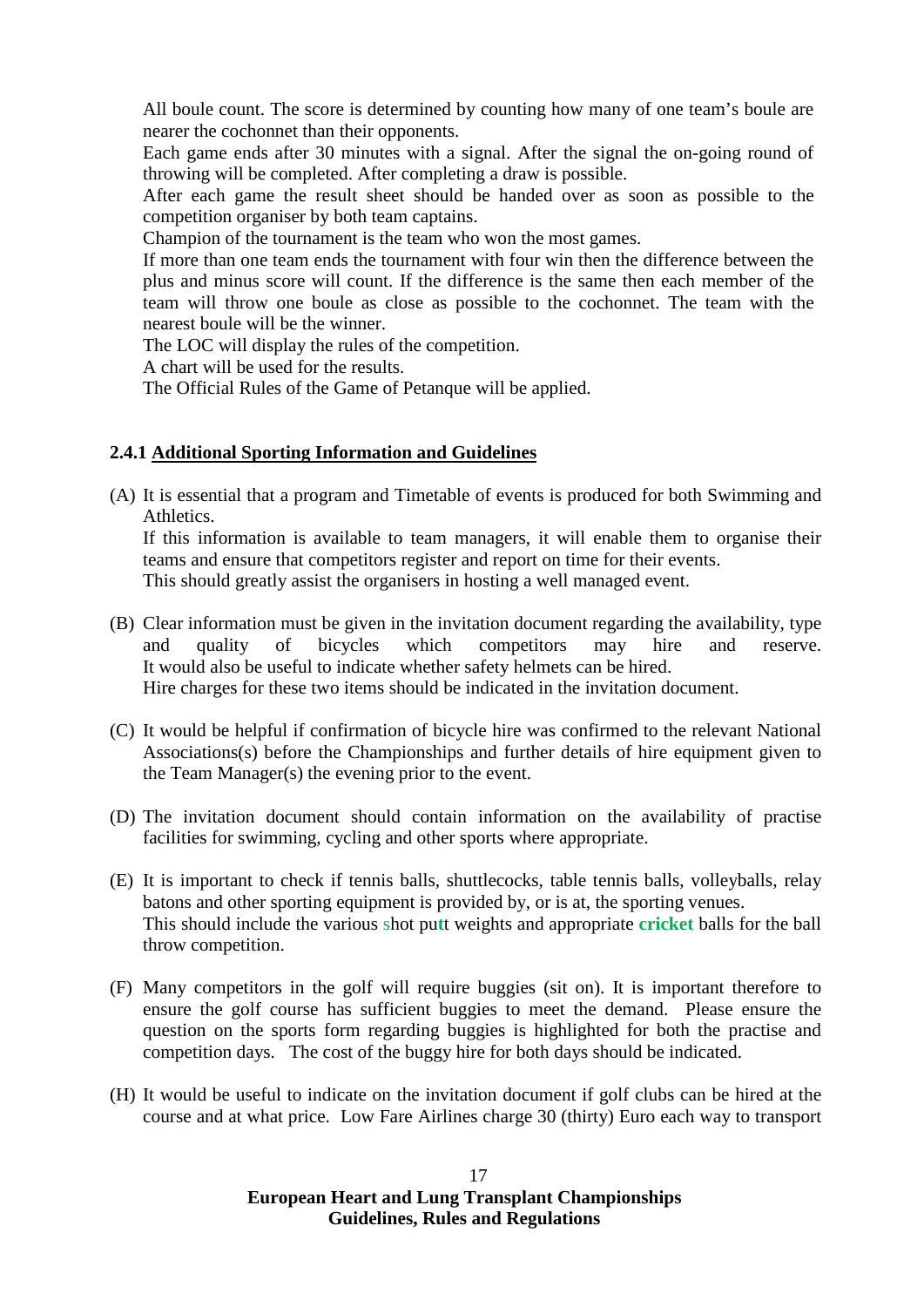All boule count. The score is determined by counting how many of one team's boule are nearer the cochonnet than their opponents.

Each game ends after 30 minutes with a signal. After the signal the on-going round of throwing will be completed. After completing a draw is possible.

After each game the result sheet should be handed over as soon as possible to the competition organiser by both team captains.

Champion of the tournament is the team who won the most games.

If more than one team ends the tournament with four win then the difference between the plus and minus score will count. If the difference is the same then each member of the team will throw one boule as close as possible to the cochonnet. The team with the nearest boule will be the winner.

The LOC will display the rules of the competition.

A chart will be used for the results.

The Official Rules of the Game of Petanque will be applied.

### 2.4.1 Additional Sporting Information and Guidelines

(A) It is essential that a program and Timetable of events is produced for both Swimming and Athletics.
If this information is available to team managers, it will enable them to organise their teams and ensure that competitors register and report on time for their events.
This should greatly assist the organisers in hosting a well managed event.

(B) Clear information must be given in the invitation document regarding the availability, type and quality of bicycles which competitors may hire and reserve.
It would also be useful to indicate whether safety helmets can be hired.
Hire charges for these two items should be indicated in the invitation document.

(C) It would be helpful if confirmation of bicycle hire was confirmed to the relevant National Associations(s) before the Championships and further details of hire equipment given to the Team Manager(s) the evening prior to the event.

(D) The invitation document should contain information on the availability of practise facilities for swimming, cycling and other sports where appropriate.

(E) It is important to check if tennis balls, shuttlecocks, table tennis balls, volleyballs, relay batons and other sporting equipment is provided by, or is at, the sporting venues.
This should include the various shot putt weights and appropriate **cricket** balls for the ball throw competition.

(F) Many competitors in the golf will require buggies (sit on). It is important therefore to ensure the golf course has sufficient buggies to meet the demand. Please ensure the question on the sports form regarding buggies is highlighted for both the practise and competition days. The cost of the buggy hire for both days should be indicated.

(H) It would be useful to indicate on the invitation document if golf clubs can be hired at the course and at what price. Low Fare Airlines charge 30 (thirty) Euro each way to transport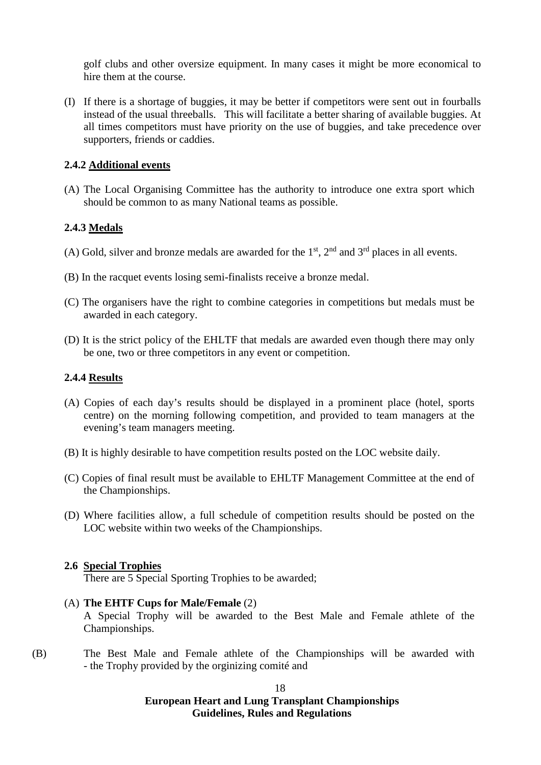golf clubs and other oversize equipment. In many cases it might be more economical to hire them at the course.

(I) If there is a shortage of buggies, it may be better if competitors were sent out in fourballs instead of the usual threeballs. This will facilitate a better sharing of available buggies. At all times competitors must have priority on the use of buggies, and take precedence over supporters, friends or caddies.

### 2.4.2 Additional events

(A) The Local Organising Committee has the authority to introduce one extra sport which should be common to as many National teams as possible.

### 2.4.3 Medals

(A) Gold, silver and bronze medals are awarded for the 1st, 2nd and 3rd places in all events.

(B) In the racquet events losing semi-finalists receive a bronze medal.

(C) The organisers have the right to combine categories in competitions but medals must be awarded in each category.

(D) It is the strict policy of the EHLTF that medals are awarded even though there may only be one, two or three competitors in any event or competition.

### 2.4.4 Results

(A) Copies of each day's results should be displayed in a prominent place (hotel, sports centre) on the morning following competition, and provided to team managers at the evening's team managers meeting.

(B) It is highly desirable to have competition results posted on the LOC website daily.

(C) Copies of final result must be available to EHLTF Management Committee at the end of the Championships.

(D) Where facilities allow, a full schedule of competition results should be posted on the LOC website within two weeks of the Championships.

### 2.6 Special Trophies

There are 5 Special Sporting Trophies to be awarded;

(A) **The EHTF Cups for Male/Female** (2)
A Special Trophy will be awarded to the Best Male and Female athlete of the Championships.

(B) The Best Male and Female athlete of the Championships will be awarded with
- the Trophy provided by the orginizing comité and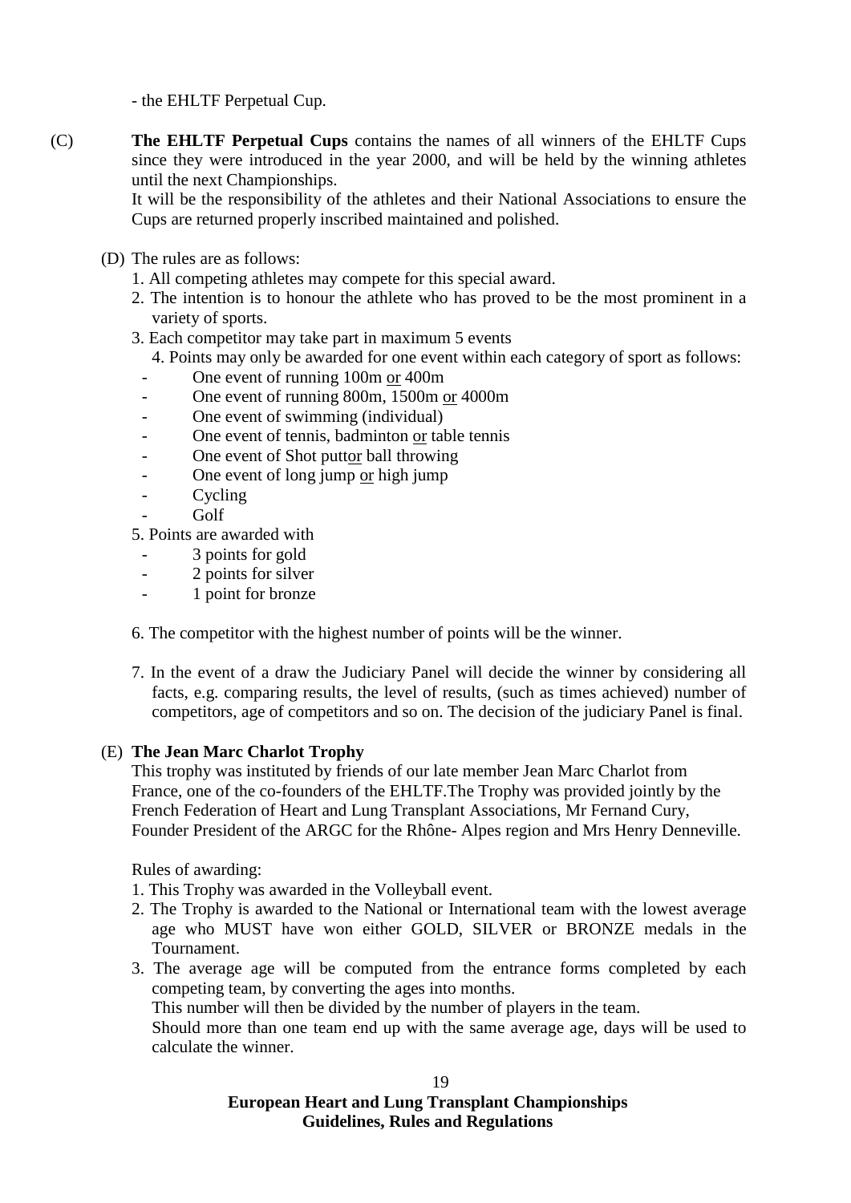- the EHLTF Perpetual Cup.

(C) **The EHLTF Perpetual Cups** contains the names of all winners of the EHLTF Cups since they were introduced in the year 2000, and will be held by the winning athletes until the next Championships.
It will be the responsibility of the athletes and their National Associations to ensure the Cups are returned properly inscribed maintained and polished.

(D) The rules are as follows:

1. All competing athletes may compete for this special award.
2. The intention is to honour the athlete who has proved to be the most prominent in a variety of sports.
3. Each competitor may take part in maximum 5 events
4. Points may only be awarded for one event within each category of sport as follows:
   - One event of running 100m <u>or</u> 400m
   - One event of running 800m, 1500m <u>or</u> 4000m
   - One event of swimming (individual)
   - One event of tennis, badminton <u>or</u> table tennis
   - One event of Shot putt<u>or</u> ball throwing
   - One event of long jump <u>or</u> high jump
   - Cycling
   - Golf
5. Points are awarded with
   - 3 points for gold
   - 2 points for silver
   - 1 point for bronze

6. The competitor with the highest number of points will be the winner.

7. In the event of a draw the Judiciary Panel will decide the winner by considering all facts, e.g. comparing results, the level of results, (such as times achieved) number of competitors, age of competitors and so on. The decision of the judiciary Panel is final.

(E) **The Jean Marc Charlot Trophy**

This trophy was instituted by friends of our late member Jean Marc Charlot from France, one of the co-founders of the EHLTF.The Trophy was provided jointly by the French Federation of Heart and Lung Transplant Associations, Mr Fernand Cury, Founder President of the ARGC for the Rhône- Alpes region and Mrs Henry Denneville.

Rules of awarding:

1. This Trophy was awarded in the Volleyball event.
2. The Trophy is awarded to the National or International team with the lowest average age who MUST have won either GOLD, SILVER or BRONZE medals in the Tournament.
3. The average age will be computed from the entrance forms completed by each competing team, by converting the ages into months.
   This number will then be divided by the number of players in the team.
   Should more than one team end up with the same average age, days will be used to calculate the winner.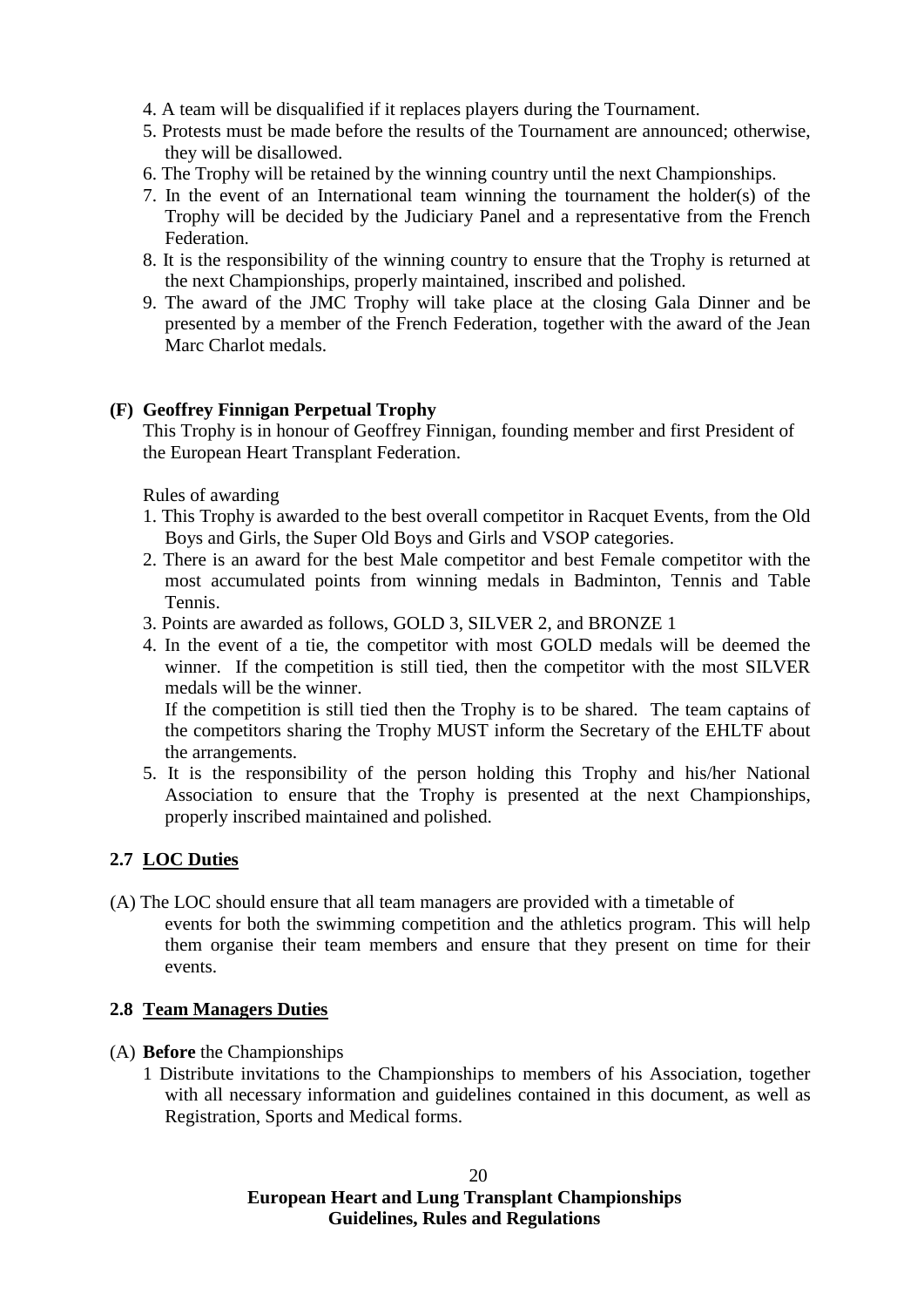4. A team will be disqualified if it replaces players during the Tournament.
5. Protests must be made before the results of the Tournament are announced; otherwise, they will be disallowed.
6. The Trophy will be retained by the winning country until the next Championships.
7. In the event of an International team winning the tournament the holder(s) of the Trophy will be decided by the Judiciary Panel and a representative from the French Federation.
8. It is the responsibility of the winning country to ensure that the Trophy is returned at the next Championships, properly maintained, inscribed and polished.
9. The award of the JMC Trophy will take place at the closing Gala Dinner and be presented by a member of the French Federation, together with the award of the Jean Marc Charlot medals.

**(F) Geoffrey Finnigan Perpetual Trophy**

This Trophy is in honour of Geoffrey Finnigan, founding member and first President of the European Heart Transplant Federation.

Rules of awarding

1. This Trophy is awarded to the best overall competitor in Racquet Events, from the Old Boys and Girls, the Super Old Boys and Girls and VSOP categories.
2. There is an award for the best Male competitor and best Female competitor with the most accumulated points from winning medals in Badminton, Tennis and Table Tennis.
3. Points are awarded as follows, GOLD 3, SILVER 2, and BRONZE 1
4. In the event of a tie, the competitor with most GOLD medals will be deemed the winner. If the competition is still tied, then the competitor with the most SILVER medals will be the winner.
   If the competition is still tied then the Trophy is to be shared. The team captains of the competitors sharing the Trophy MUST inform the Secretary of the EHLTF about the arrangements.
5. It is the responsibility of the person holding this Trophy and his/her National Association to ensure that the Trophy is presented at the next Championships, properly inscribed maintained and polished.

## 2.7 LOC Duties

(A) The LOC should ensure that all team managers are provided with a timetable of events for both the swimming competition and the athletics program. This will help them organise their team members and ensure that they present on time for their events.

## 2.8 Team Managers Duties

(A) **Before** the Championships

1 Distribute invitations to the Championships to members of his Association, together with all necessary information and guidelines contained in this document, as well as Registration, Sports and Medical forms.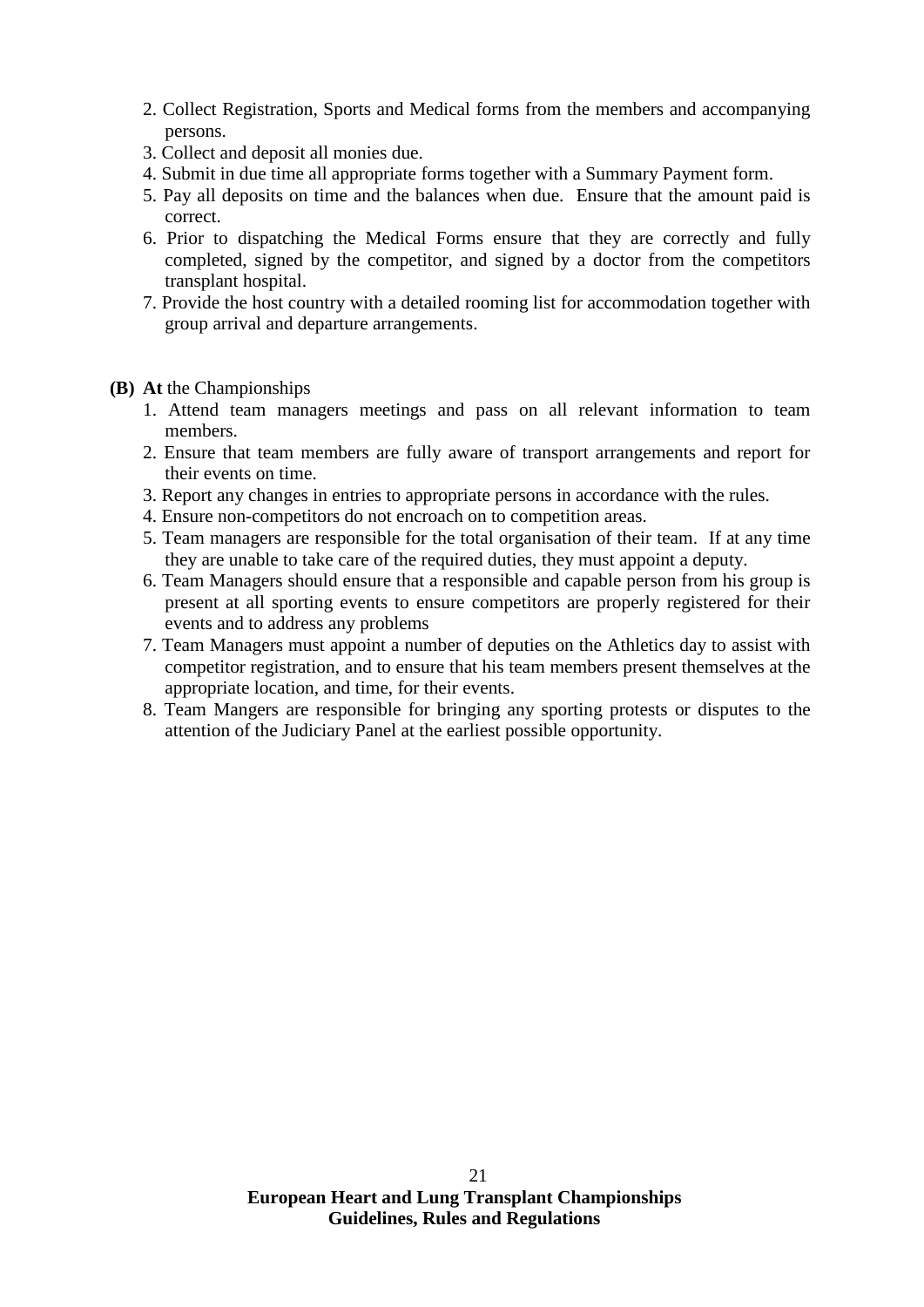2. Collect Registration, Sports and Medical forms from the members and accompanying persons.
3. Collect and deposit all monies due.
4. Submit in due time all appropriate forms together with a Summary Payment form.
5. Pay all deposits on time and the balances when due. Ensure that the amount paid is correct.
6. Prior to dispatching the Medical Forms ensure that they are correctly and fully completed, signed by the competitor, and signed by a doctor from the competitors transplant hospital.
7. Provide the host country with a detailed rooming list for accommodation together with group arrival and departure arrangements.

**(B) At** the Championships

1. Attend team managers meetings and pass on all relevant information to team members.
2. Ensure that team members are fully aware of transport arrangements and report for their events on time.
3. Report any changes in entries to appropriate persons in accordance with the rules.
4. Ensure non-competitors do not encroach on to competition areas.
5. Team managers are responsible for the total organisation of their team. If at any time they are unable to take care of the required duties, they must appoint a deputy.
6. Team Managers should ensure that a responsible and capable person from his group is present at all sporting events to ensure competitors are properly registered for their events and to address any problems
7. Team Managers must appoint a number of deputies on the Athletics day to assist with competitor registration, and to ensure that his team members present themselves at the appropriate location, and time, for their events.
8. Team Mangers are responsible for bringing any sporting protests or disputes to the attention of the Judiciary Panel at the earliest possible opportunity.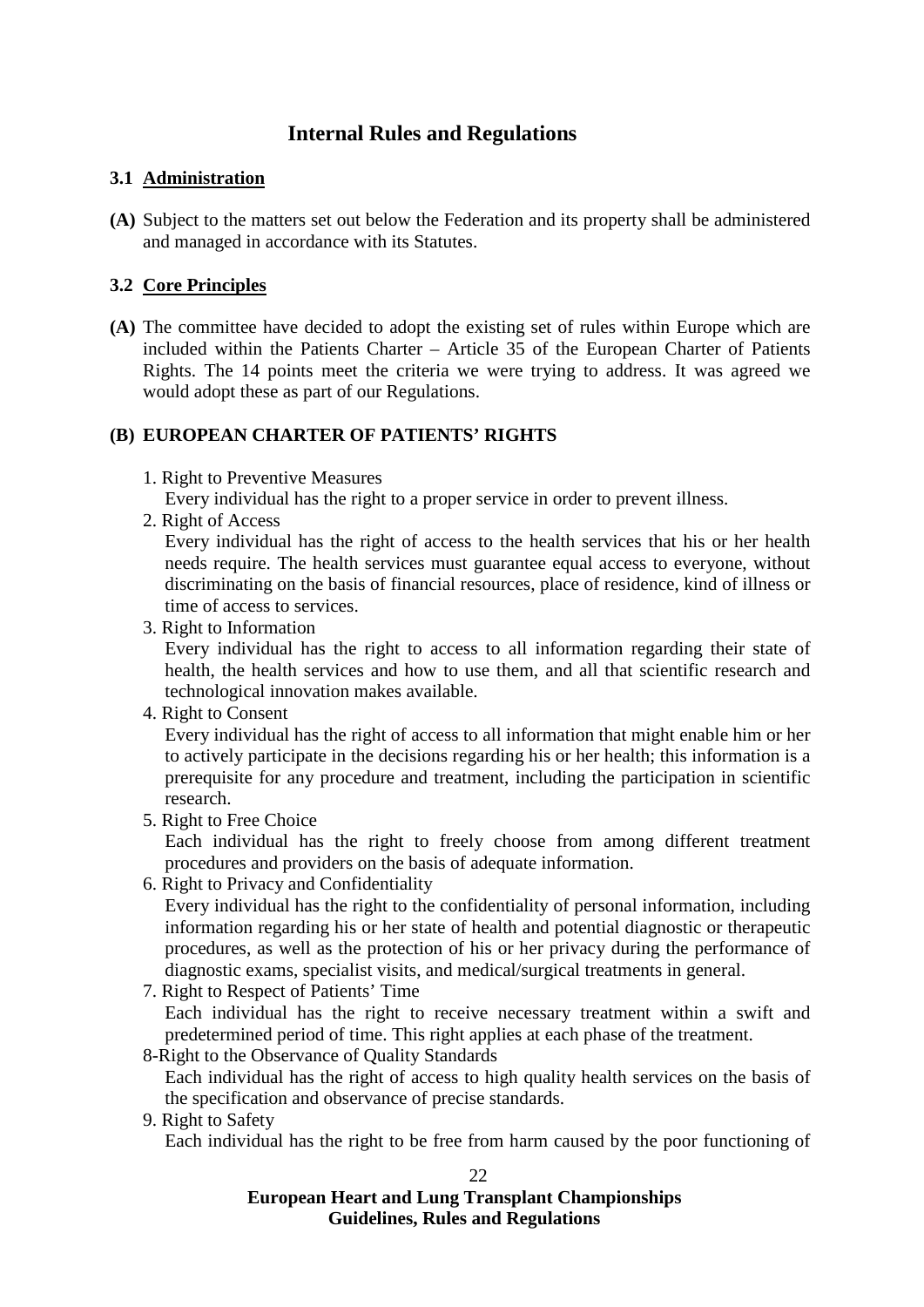# Internal Rules and Regulations

## 3.1 Administration

**(A)** Subject to the matters set out below the Federation and its property shall be administered and managed in accordance with its Statutes.

## 3.2 Core Principles

**(A)** The committee have decided to adopt the existing set of rules within Europe which are included within the Patients Charter – Article 35 of the European Charter of Patients Rights. The 14 points meet the criteria we were trying to address. It was agreed we would adopt these as part of our Regulations.

### (B) EUROPEAN CHARTER OF PATIENTS' RIGHTS

1. Right to Preventive Measures
   Every individual has the right to a proper service in order to prevent illness.
2. Right of Access
   Every individual has the right of access to the health services that his or her health needs require. The health services must guarantee equal access to everyone, without discriminating on the basis of financial resources, place of residence, kind of illness or time of access to services.
3. Right to Information
   Every individual has the right to access to all information regarding their state of health, the health services and how to use them, and all that scientific research and technological innovation makes available.
4. Right to Consent
   Every individual has the right of access to all information that might enable him or her to actively participate in the decisions regarding his or her health; this information is a prerequisite for any procedure and treatment, including the participation in scientific research.
5. Right to Free Choice
   Each individual has the right to freely choose from among different treatment procedures and providers on the basis of adequate information.
6. Right to Privacy and Confidentiality
   Every individual has the right to the confidentiality of personal information, including information regarding his or her state of health and potential diagnostic or therapeutic procedures, as well as the protection of his or her privacy during the performance of diagnostic exams, specialist visits, and medical/surgical treatments in general.
7. Right to Respect of Patients' Time
   Each individual has the right to receive necessary treatment within a swift and predetermined period of time. This right applies at each phase of the treatment.
8. Right to the Observance of Quality Standards
   Each individual has the right of access to high quality health services on the basis of the specification and observance of precise standards.
9. Right to Safety
   Each individual has the right to be free from harm caused by the poor functioning of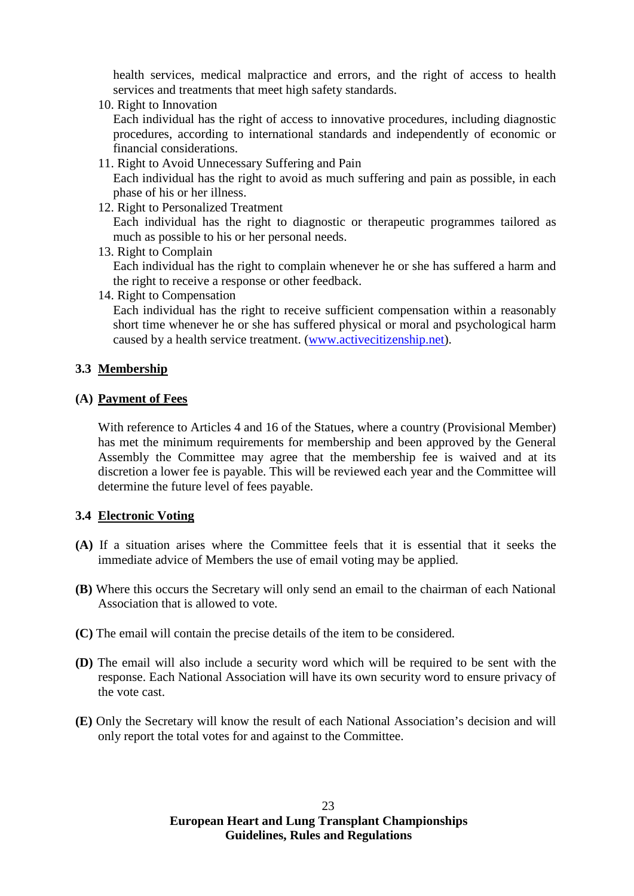health services, medical malpractice and errors, and the right of access to health services and treatments that meet high safety standards.

10. Right to Innovation

    Each individual has the right of access to innovative procedures, including diagnostic procedures, according to international standards and independently of economic or financial considerations.

11. Right to Avoid Unnecessary Suffering and Pain

    Each individual has the right to avoid as much suffering and pain as possible, in each phase of his or her illness.

12. Right to Personalized Treatment

    Each individual has the right to diagnostic or therapeutic programmes tailored as much as possible to his or her personal needs.

13. Right to Complain

    Each individual has the right to complain whenever he or she has suffered a harm and the right to receive a response or other feedback.

14. Right to Compensation

    Each individual has the right to receive sufficient compensation within a reasonably short time whenever he or she has suffered physical or moral and psychological harm caused by a health service treatment. ([www.activecitizenship.net](http://www.activecitizenship.net)).

## 3.3 Membership

### (A) Payment of Fees

With reference to Articles 4 and 16 of the Statues, where a country (Provisional Member) has met the minimum requirements for membership and been approved by the General Assembly the Committee may agree that the membership fee is waived and at its discretion a lower fee is payable. This will be reviewed each year and the Committee will determine the future level of fees payable.

## 3.4 Electronic Voting

**(A)** If a situation arises where the Committee feels that it is essential that it seeks the immediate advice of Members the use of email voting may be applied.

**(B)** Where this occurs the Secretary will only send an email to the chairman of each National Association that is allowed to vote.

**(C)** The email will contain the precise details of the item to be considered.

**(D)** The email will also include a security word which will be required to be sent with the response. Each National Association will have its own security word to ensure privacy of the vote cast.

**(E)** Only the Secretary will know the result of each National Association's decision and will only report the total votes for and against to the Committee.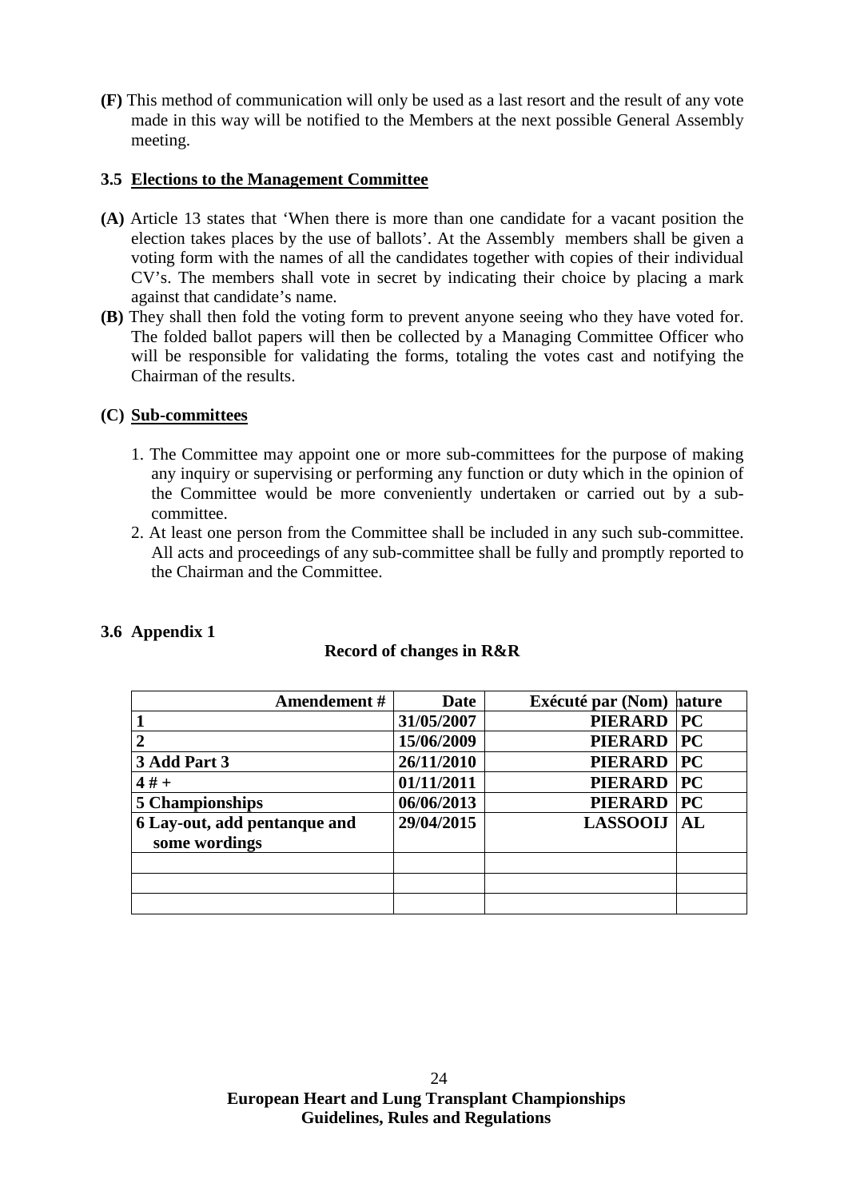**(F)** This method of communication will only be used as a last resort and the result of any vote made in this way will be notified to the Members at the next possible General Assembly meeting.

### 3.5 Elections to the Management Committee

**(A)** Article 13 states that 'When there is more than one candidate for a vacant position the election takes places by the use of ballots'. At the Assembly members shall be given a voting form with the names of all the candidates together with copies of their individual CV's. The members shall vote in secret by indicating their choice by placing a mark against that candidate's name.

**(B)** They shall then fold the voting form to prevent anyone seeing who they have voted for. The folded ballot papers will then be collected by a Managing Committee Officer who will be responsible for validating the forms, totaling the votes cast and notifying the Chairman of the results.

### (C) Sub-committees

1. The Committee may appoint one or more sub-committees for the purpose of making any inquiry or supervising or performing any function or duty which in the opinion of the Committee would be more conveniently undertaken or carried out by a sub-committee.
2. At least one person from the Committee shall be included in any such sub-committee. All acts and proceedings of any sub-committee shall be fully and promptly reported to the Chairman and the Committee.

### 3.6 Appendix 1

**Record of changes in R&R**

| Amendement # | Date | Exécuté par (Nom) | nature |
|---|---|---|---|
| 1 | 31/05/2007 | PIERARD | PC |
| 2 | 15/06/2009 | PIERARD | PC |
| 3 Add Part 3 | 26/11/2010 | PIERARD | PC |
| 4 # + | 01/11/2011 | PIERARD | PC |
| 5 Championships | 06/06/2013 | PIERARD | PC |
| 6 Lay-out, add pentanque and some wordings | 29/04/2015 | LASSOOIJ | AL |
| | | | |
| | | | |
| | | | |